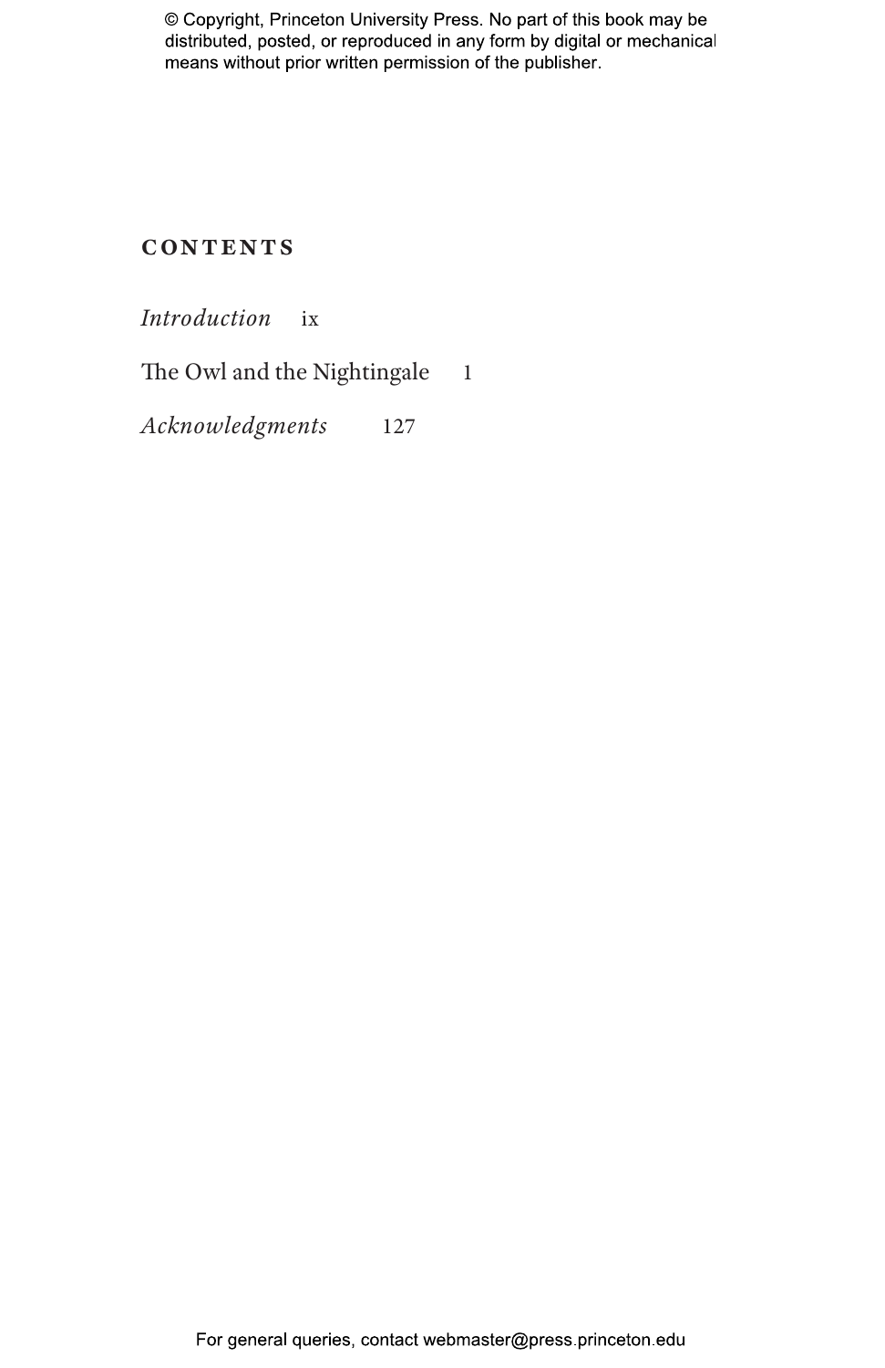# CONTENTS

*Introduction* ix

The Owl and the Nightingale 1

*Acknowledgments* 127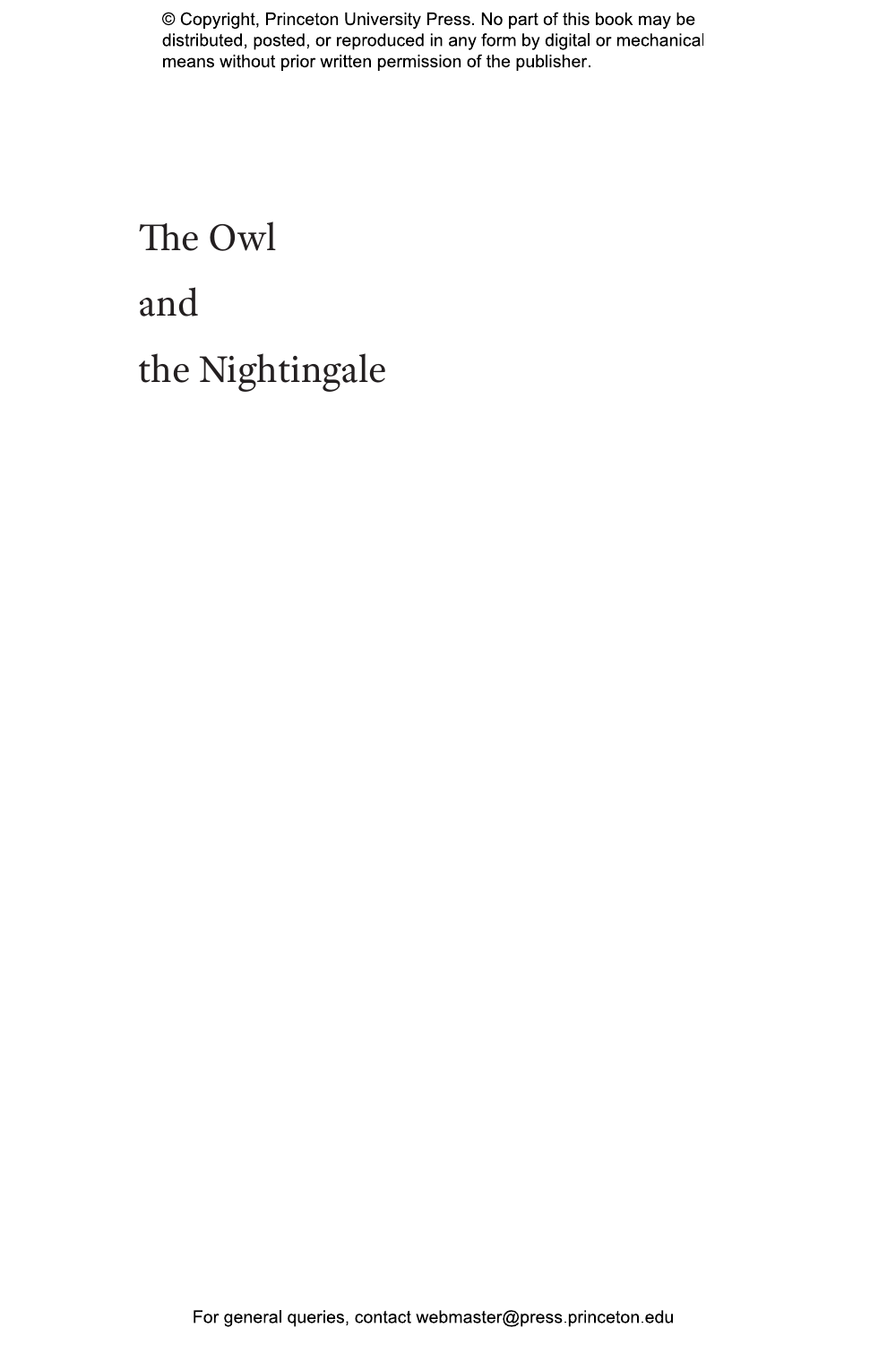# The Owl and the Nightingale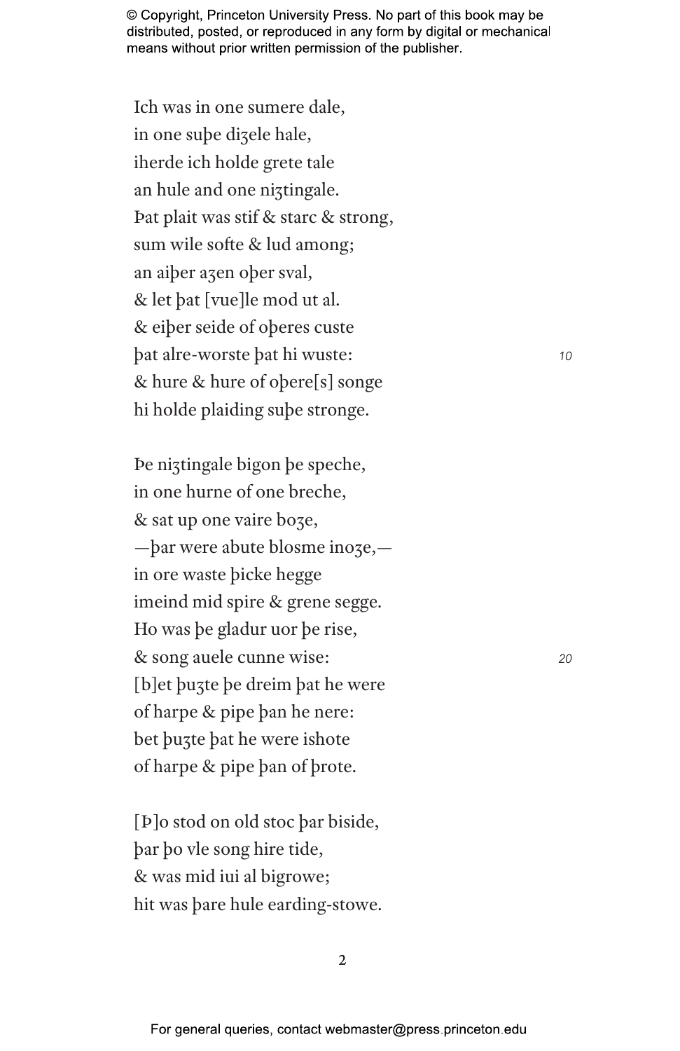Ich was in one sumere dale,  
in one suþe diȝele hale,  
iherde ich holde grete tale  
an hule and one niȝtingale.  
Þat plait was stif & starc & strong,  
sum wile softe & lud among;  
an aiþer aȝen oþer sval,  
& let þat [vue]le mod ut al.  
& eiþer seide of oþeres custe  
þat alre-worste þat hi wuste: 10  
& hure & hure of oþere[s] songe  
hi holde plaiding suþe stronge.

Þe niȝtingale bigon þe speche,  
in one hurne of one breche,  
& sat up one vaire boȝe,  
—þar were abute blosme inoȝe,—  
in ore waste þicke hegge  
imeind mid spire & grene segge.  
Ho was þe gladur uor þe rise,  
& song auele cunne wise: 20  
[b]et þuȝte þe dreim þat he were  
of harpe & pipe þan he nere:  
bet þuȝte þat he were ishote  
of harpe & pipe þan of þrote.

[Þ]o stod on old stoc þar biside,  
þar þo vle song hire tide,  
& was mid iui al bigrowe;  
hit was þare hule earding-stowe.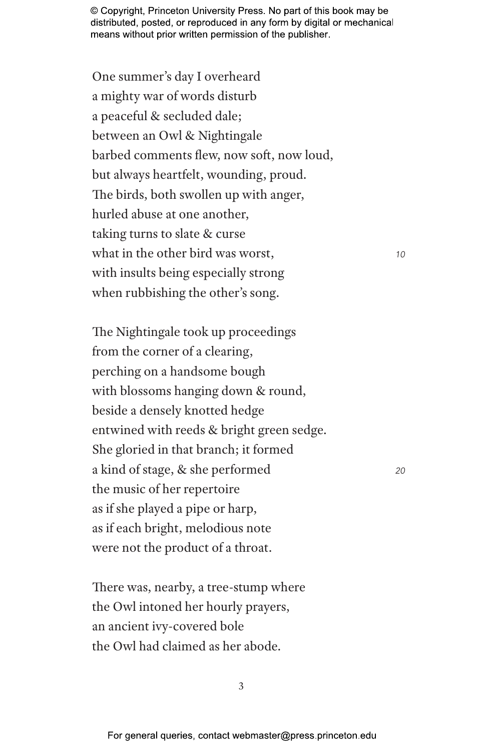One summer's day I overheard  
a mighty war of words disturb  
a peaceful & secluded dale;  
between an Owl & Nightingale  
barbed comments flew, now soft, now loud,  
but always heartfelt, wounding, proud.  
The birds, both swollen up with anger,  
hurled abuse at one another,  
taking turns to slate & curse  
what in the other bird was worst, *10*  
with insults being especially strong  
when rubbishing the other's song.

The Nightingale took up proceedings  
from the corner of a clearing,  
perching on a handsome bough  
with blossoms hanging down & round,  
beside a densely knotted hedge  
entwined with reeds & bright green sedge.  
She gloried in that branch; it formed  
a kind of stage, & she performed *20*  
the music of her repertoire  
as if she played a pipe or harp,  
as if each bright, melodious note  
were not the product of a throat.

There was, nearby, a tree-stump where  
the Owl intoned her hourly prayers,  
an ancient ivy-covered bole  
the Owl had claimed as her abode.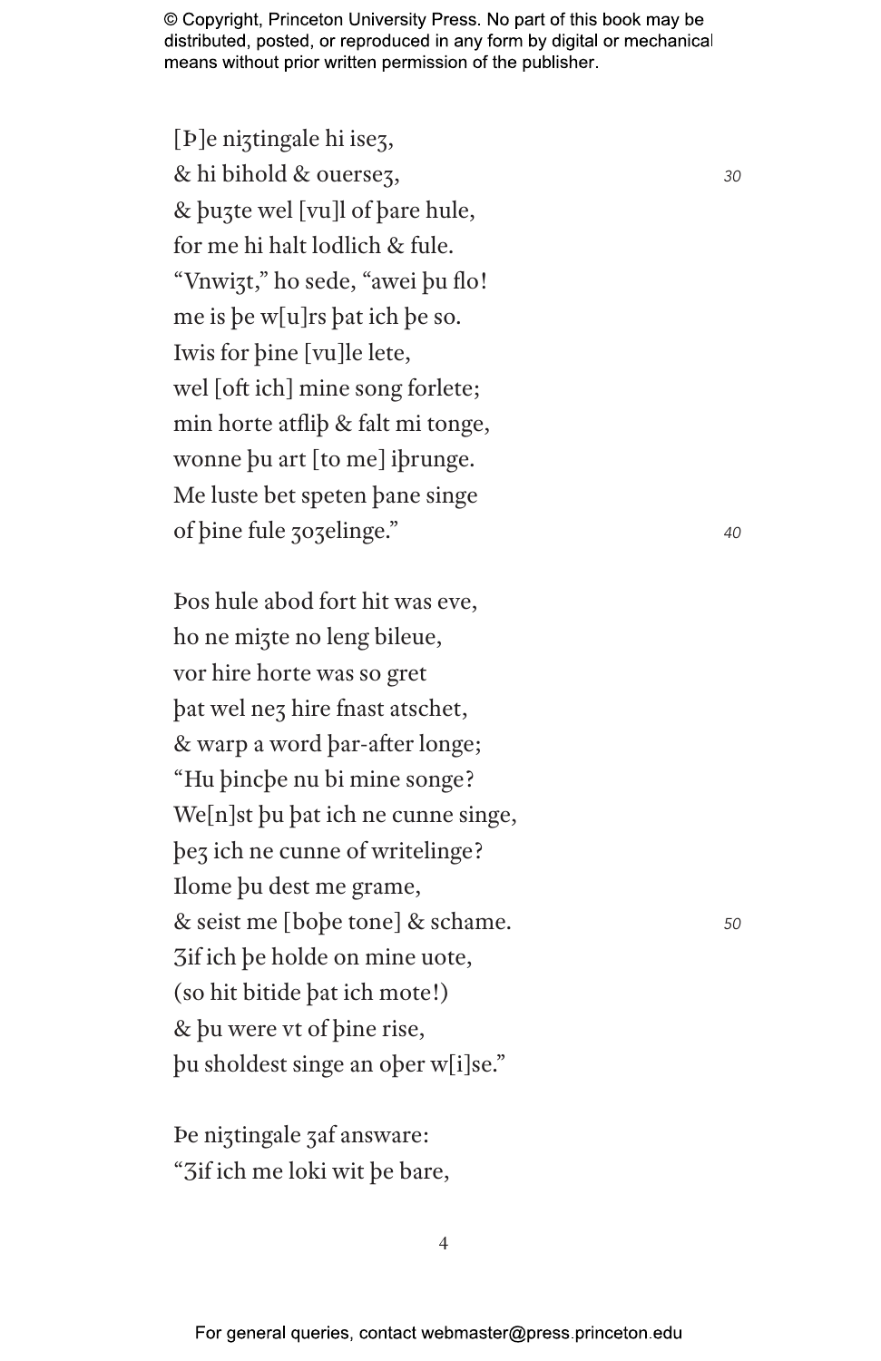[Þ]e niȝtingale hi iseȝ,
& hi bihold & ouerseȝ, 30
& þuȝte wel [vu]l of þare hule,
for me hi halt lodlich & fule.
"Vnwiȝt," ho sede, "awei þu flo!
me is þe w[u]rs þat ich þe so.
Iwis for þine [vu]le lete,
wel [oft ich] mine song forlete;
min horte atfliþ & falt mi tonge,
wonne þu art [to me] iþrunge.
Me luste bet speten þane singe
of þine fule ȝoȝelinge." 40

Þos hule abod fort hit was eve,
ho ne miȝte no leng bileue,
vor hire horte was so gret
þat wel neȝ hire fnast atschet,
& warp a word þar-after longe;
"Hu þincþe nu bi mine songe?
We[n]st þu þat ich ne cunne singe,
þeȝ ich ne cunne of writelinge?
Ilome þu dest me grame,
& seist me [boþe tone] & schame. 50
Ȝif ich þe holde on mine uote,
(so hit bitide þat ich mote!)
& þu were vt of þine rise,
þu sholdest singe an oþer w[i]se."

Þe niȝtingale ȝaf answare:
"Ȝif ich me loki wit þe bare,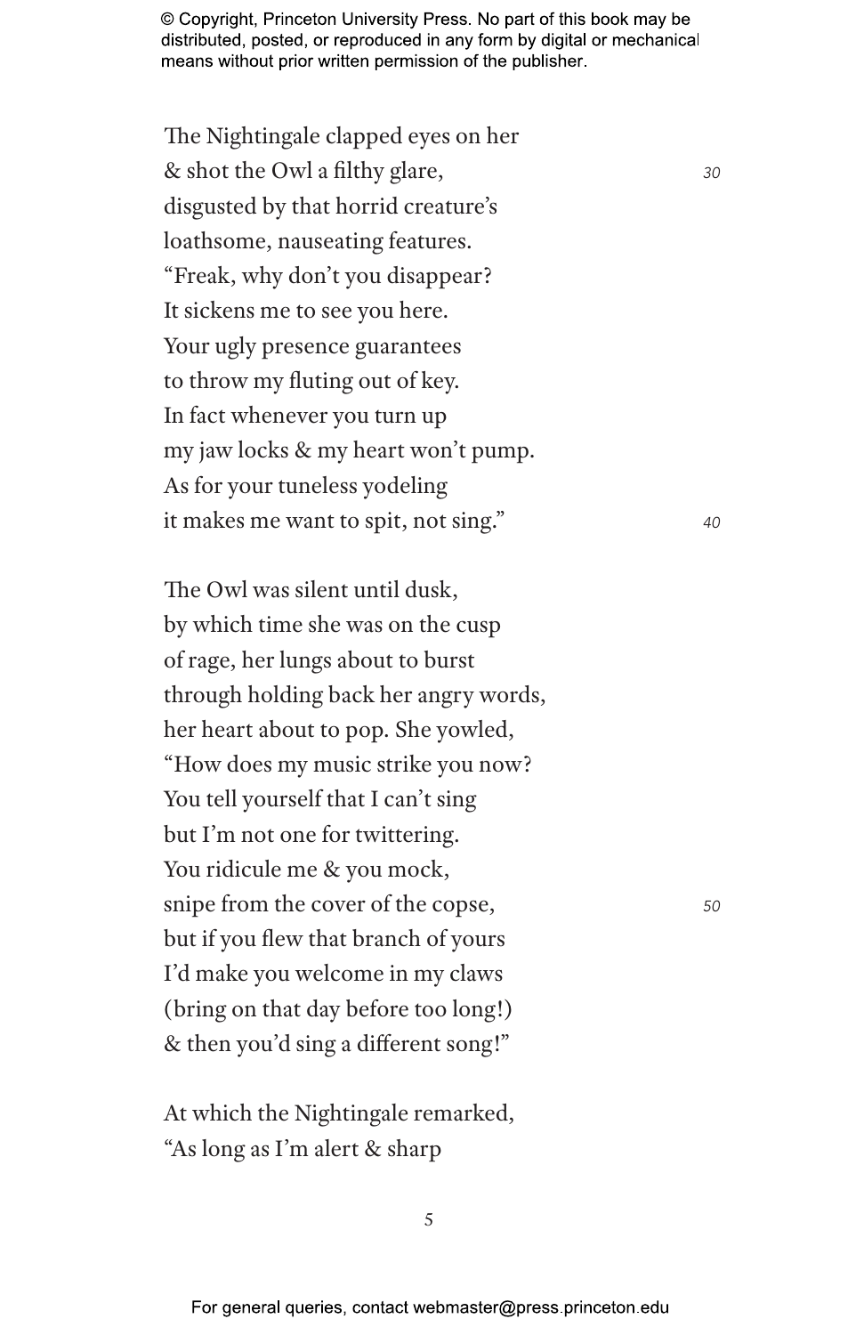The Nightingale clapped eyes on her
& shot the Owl a filthy glare,
disgusted by that horrid creature's
loathsome, nauseating features.
"Freak, why don't you disappear?
It sickens me to see you here.
Your ugly presence guarantees
to throw my fluting out of key.
In fact whenever you turn up
my jaw locks & my heart won't pump.
As for your tuneless yodeling
it makes me want to spit, not sing."

The Owl was silent until dusk,
by which time she was on the cusp
of rage, her lungs about to burst
through holding back her angry words,
her heart about to pop. She yowled,
"How does my music strike you now?
You tell yourself that I can't sing
but I'm not one for twittering.
You ridicule me & you mock,
snipe from the cover of the copse,
but if you flew that branch of yours
I'd make you welcome in my claws
(bring on that day before too long!)
& then you'd sing a different song!"

At which the Nightingale remarked,
"As long as I'm alert & sharp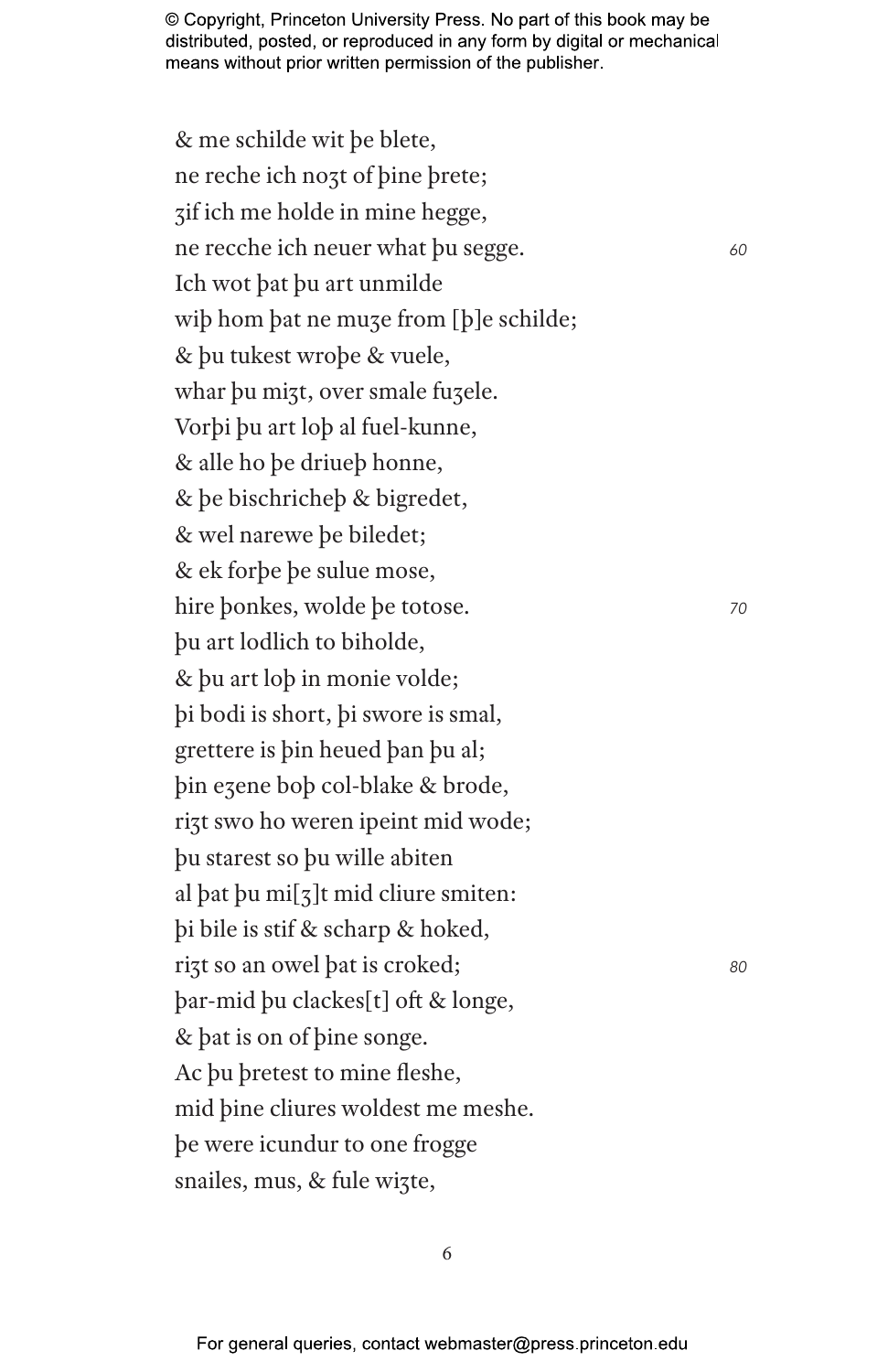& me schilde wit þe blete,
ne reche ich noȝt of þine þrete;
ȝif ich me holde in mine hegge,
ne recche ich neuer what þu segge. 60
Ich wot þat þu art unmilde
wiþ hom þat ne muȝe from [þ]e schilde;
& þu tukest wroþe & vuele,
whar þu miȝt, over smale fuȝele.
Vorþi þu art loþ al fuel-kunne,
& alle ho þe driueþ honne,
& þe bischricheþ & bigredet,
& wel narewe þe biledet;
& ek forþe þe sulue mose,
hire þonkes, wolde þe totose. 70
þu art lodlich to biholde,
& þu art loþ in monie volde;
þi bodi is short, þi swore is smal,
grettere is þin heued þan þu al;
þin eȝene boþ col-blake & brode,
riȝt swo ho weren ipeint mid wode;
þu starest so þu wille abiten
al þat þu mi[ȝ]t mid cliure smiten:
þi bile is stif & scharp & hoked,
riȝt so an owel þat is croked; 80
þar-mid þu clackes[t] oft & longe,
& þat is on of þine songe.
Ac þu þretest to mine fleshe,
mid þine cliures woldest me meshe.
þe were icundur to one frogge
snailes, mus, & fule wiȝte,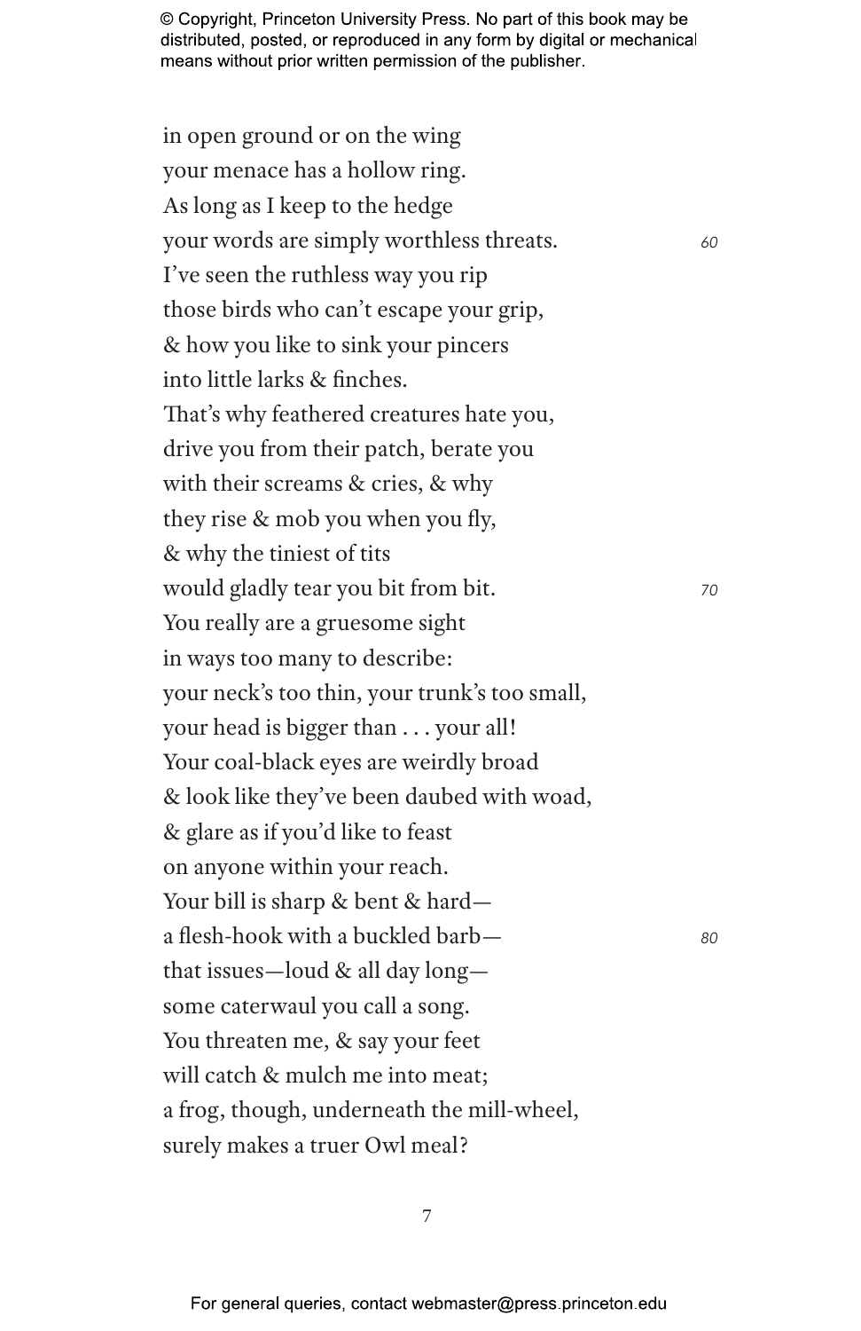in open ground or on the wing  
your menace has a hollow ring.  
As long as I keep to the hedge  
your words are simply worthless threats. 60  
I've seen the ruthless way you rip  
those birds who can't escape your grip,  
& how you like to sink your pincers  
into little larks & finches.  
That's why feathered creatures hate you,  
drive you from their patch, berate you  
with their screams & cries, & why  
they rise & mob you when you fly,  
& why the tiniest of tits  
would gladly tear you bit from bit. 70  
You really are a gruesome sight  
in ways too many to describe:  
your neck's too thin, your trunk's too small,  
your head is bigger than . . . your all!  
Your coal-black eyes are weirdly broad  
& look like they've been daubed with woad,  
& glare as if you'd like to feast  
on anyone within your reach.  
Your bill is sharp & bent & hard—  
a flesh-hook with a buckled barb— 80  
that issues—loud & all day long—  
some caterwaul you call a song.  
You threaten me, & say your feet  
will catch & mulch me into meat;  
a frog, though, underneath the mill-wheel,  
surely makes a truer Owl meal?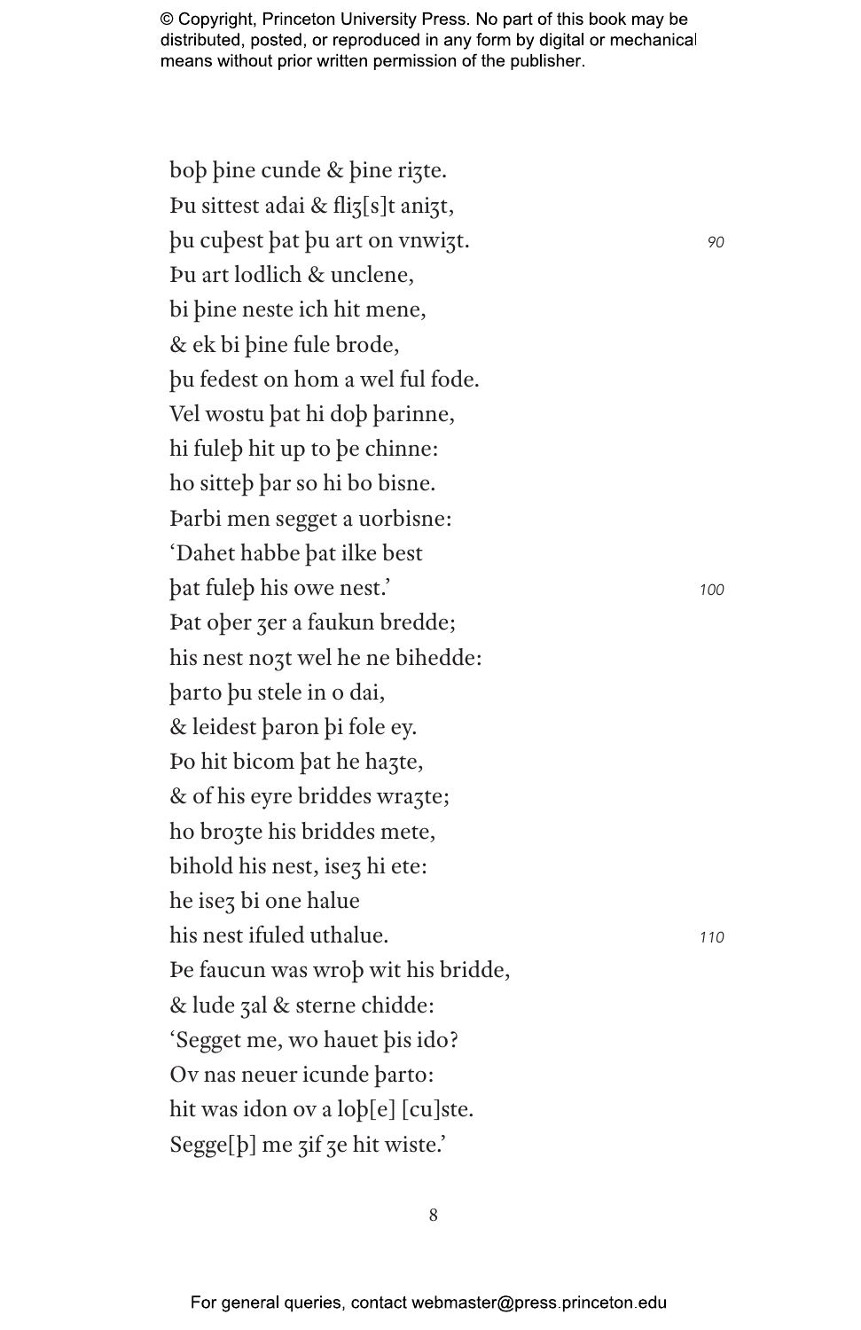boþ þine cunde & þine riȝte.  
Þu sittest adai & fliȝ[s]t aniȝt,  
þu cuþest þat þu art on vnwiȝt. 90  
Þu art lodlich & unclene,  
bi þine neste ich hit mene,  
& ek bi þine fule brode,  
þu fedest on hom a wel ful fode.  
Vel wostu þat hi doþ þarinne,  
hi fuleþ hit up to þe chinne:  
ho sitteþ þar so hi bo bisne.  
Þarbi men segget a uorbisne:  
'Dahet habbe þat ilke best  
þat fuleþ his owe nest.' 100  
Þat oþer ȝer a faukun bredde;  
his nest noȝt wel he ne bihedde:  
þarto þu stele in o dai,  
& leidest þaron þi fole ey.  
Þo hit bicom þat he haȝte,  
& of his eyre briddes wraȝte;  
ho broȝte his briddes mete,  
bihold his nest, iseȝ hi ete:  
he iseȝ bi one halue  
his nest ifuled uthalue. 110  
Þe faucun was wroþ wit his bridde,  
& lude ȝal & sterne chidde:  
'Segget me, wo hauet þis ido?  
Ov nas neuer icunde þarto:  
hit was idon ov a loþ[e] [cu]ste.  
Segge[þ] me ȝif ȝe hit wiste.'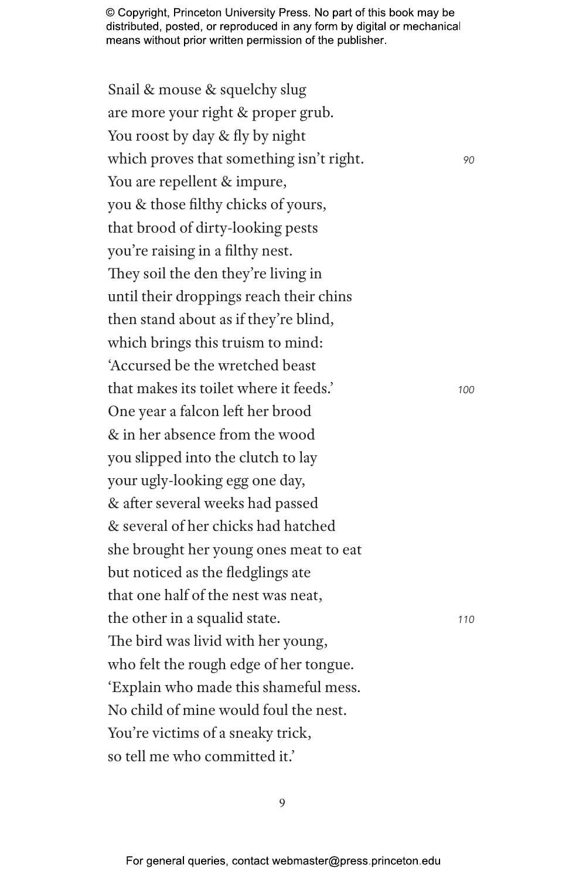Snail & mouse & squelchy slug  
are more your right & proper grub.  
You roost by day & fly by night  
which proves that something isn't right. 90  
You are repellent & impure,  
you & those filthy chicks of yours,  
that brood of dirty-looking pests  
you're raising in a filthy nest.  
They soil the den they're living in  
until their droppings reach their chins  
then stand about as if they're blind,  
which brings this truism to mind:  
'Accursed be the wretched beast  
that makes its toilet where it feeds.' 100  
One year a falcon left her brood  
& in her absence from the wood  
you slipped into the clutch to lay  
your ugly-looking egg one day,  
& after several weeks had passed  
& several of her chicks had hatched  
she brought her young ones meat to eat  
but noticed as the fledglings ate  
that one half of the nest was neat,  
the other in a squalid state. 110  
The bird was livid with her young,  
who felt the rough edge of her tongue.  
'Explain who made this shameful mess.  
No child of mine would foul the nest.  
You're victims of a sneaky trick,  
so tell me who committed it.'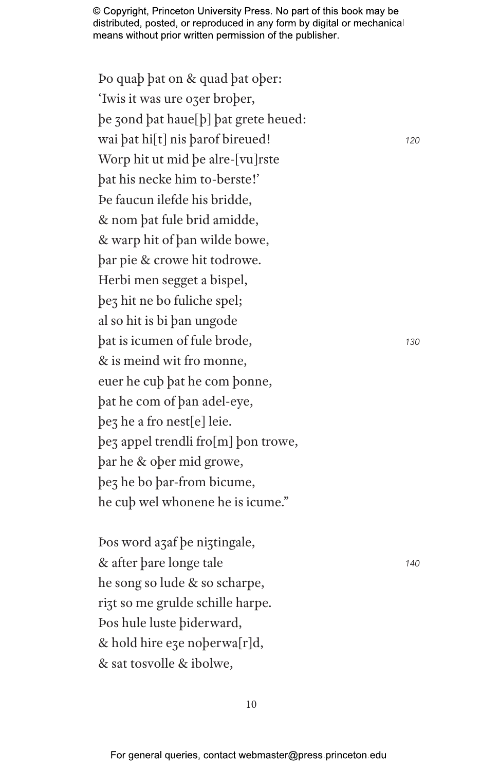Þo quaþ þat on & quad þat oþer:  
'Iwis it was ure oȝer broþer,  
þe ȝond þat haue[þ] þat grete heued:  
wai þat hi[t] nis þarof bireued! 120  
Worp hit ut mid þe alre-[vu]rste  
þat his necke him to-berste!'  
Þe faucun ilefde his bridde,  
& nom þat fule brid amidde,  
& warp hit of þan wilde bowe,  
þar pie & crowe hit todrowe.  
Herbi men segget a bispel,  
þeȝ hit ne bo fuliche spel;  
al so hit is bi þan ungode  
þat is icumen of fule brode, 130  
& is meind wit fro monne,  
euer he cuþ þat he com þonne,  
þat he com of þan adel-eye,  
þeȝ he a fro nest[e] leie.  
þeȝ appel trendli fro[m] þon trowe,  
þar he & oþer mid growe,  
þeȝ he bo þar-from bicume,  
he cuþ wel whonene he is icume."

Þos word aȝaf þe niȝtingale,  
& after þare longe tale 140  
he song so lude & so scharpe,  
riȝt so me grulde schille harpe.  
Þos hule luste þiderward,  
& hold hire eȝe noþerwa[r]d,  
& sat tosvolle & ibolwe,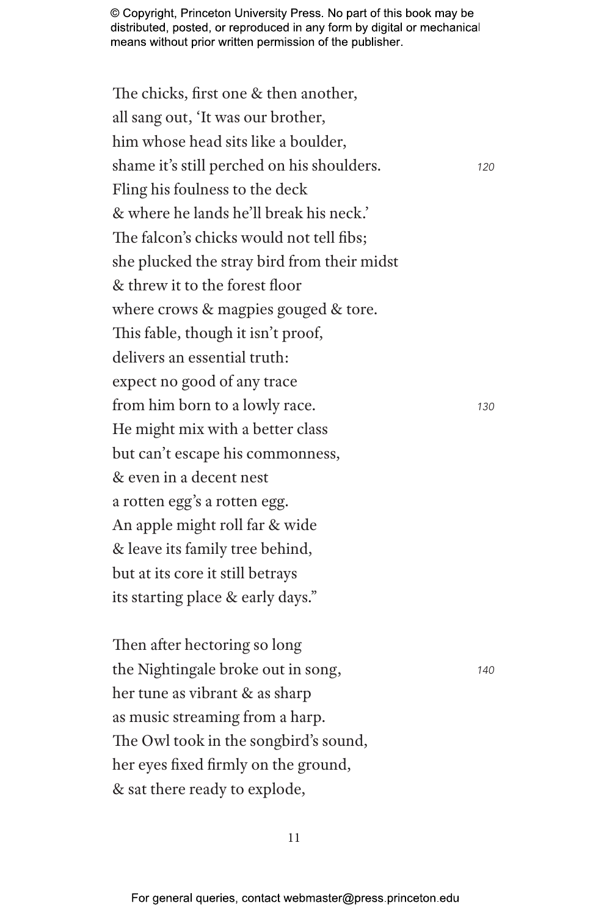The chicks, first one & then another,
all sang out, 'It was our brother,
him whose head sits like a boulder,
shame it's still perched on his shoulders. 120
Fling his foulness to the deck
& where he lands he'll break his neck.'
The falcon's chicks would not tell fibs;
she plucked the stray bird from their midst
& threw it to the forest floor
where crows & magpies gouged & tore.
This fable, though it isn't proof,
delivers an essential truth:
expect no good of any trace
from him born to a lowly race. 130
He might mix with a better class
but can't escape his commonness,
& even in a decent nest
a rotten egg's a rotten egg.
An apple might roll far & wide
& leave its family tree behind,
but at its core it still betrays
its starting place & early days."

Then after hectoring so long
the Nightingale broke out in song, 140
her tune as vibrant & as sharp
as music streaming from a harp.
The Owl took in the songbird's sound,
her eyes fixed firmly on the ground,
& sat there ready to explode,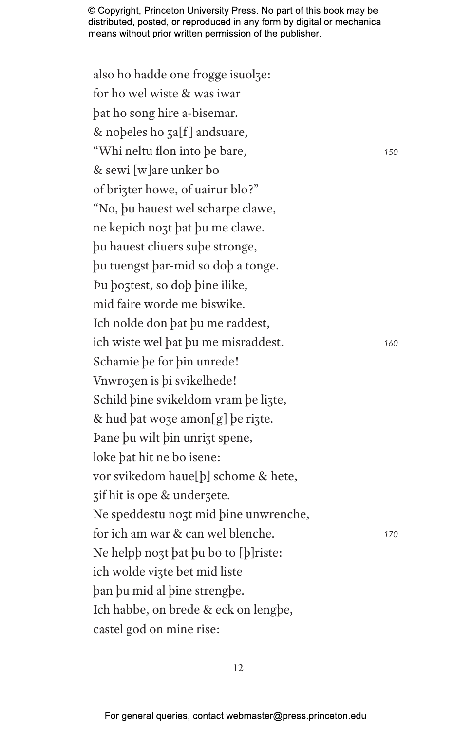also ho hadde one frogge isuolȝe:  
for ho wel wiste & was iwar  
þat ho song hire a-bisemar.  
& noþeles ho ȝa[f] andsuare,  
"Whi neltu flon into þe bare, 150  
& sewi [w]are unker bo  
of briȝter howe, of uairur blo?"  
"No, þu hauest wel scharpe clawe,  
ne kepich noȝt þat þu me clawe.  
þu hauest cliuers suþe stronge,  
þu tuengst þar-mid so doþ a tonge.  
Þu þoȝtest, so doþ þine ilike,  
mid faire worde me biswike.  
Ich nolde don þat þu me raddest,  
ich wiste wel þat þu me misraddest. 160  
Schamie þe for þin unrede!  
Vnwroȝen is þi svikelhede!  
Schild þine svikeldom vram þe liȝte,  
& hud þat woȝe amon[g] þe riȝte.  
Þane þu wilt þin unriȝt spene,  
loke þat hit ne bo isene:  
vor svikedom haue[þ] schome & hete,  
ȝif hit is ope & underȝete.  
Ne speddestu noȝt mid þine unwrenche,  
for ich am war & can wel blenche. 170  
Ne helpþ noȝt þat þu bo to [þ]riste:  
ich wolde viȝte bet mid liste  
þan þu mid al þine strengþe.  
Ich habbe, on brede & eck on lengþe,  
castel god on mine rise: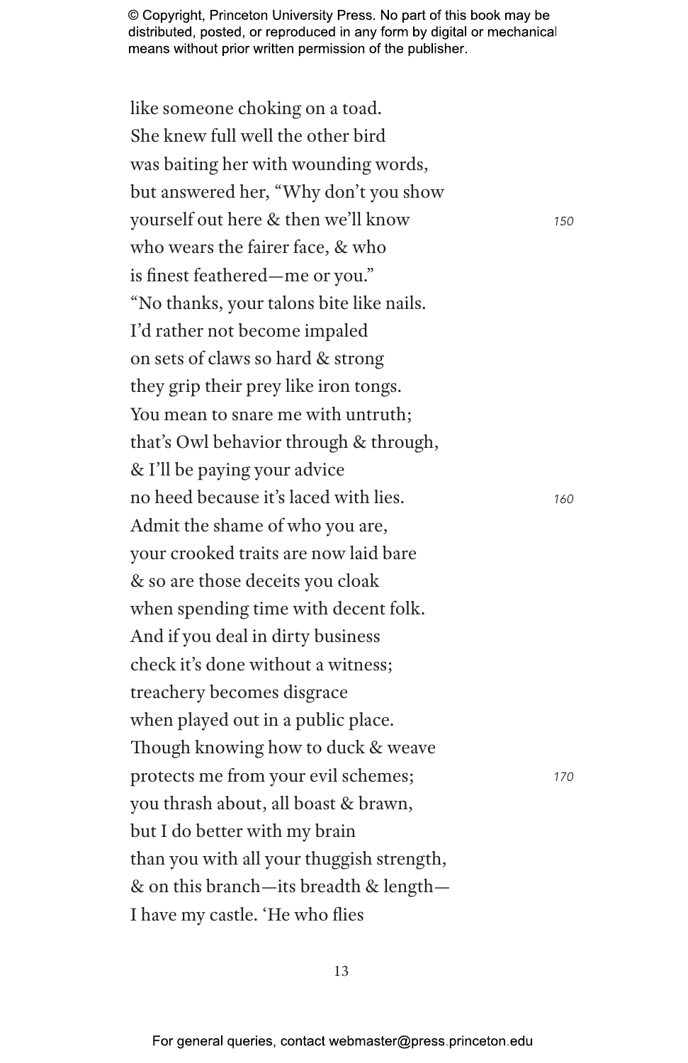like someone choking on a toad.
She knew full well the other bird
was baiting her with wounding words,
but answered her, "Why don't you show
yourself out here & then we'll know 150
who wears the fairer face, & who
is finest feathered—me or you."
"No thanks, your talons bite like nails.
I'd rather not become impaled
on sets of claws so hard & strong
they grip their prey like iron tongs.
You mean to snare me with untruth;
that's Owl behavior through & through,
& I'll be paying your advice
no heed because it's laced with lies. 160
Admit the shame of who you are,
your crooked traits are now laid bare
& so are those deceits you cloak
when spending time with decent folk.
And if you deal in dirty business
check it's done without a witness;
treachery becomes disgrace
when played out in a public place.
Though knowing how to duck & weave
protects me from your evil schemes; 170
you thrash about, all boast & brawn,
but I do better with my brain
than you with all your thuggish strength,
& on this branch—its breadth & length—
I have my castle. 'He who flies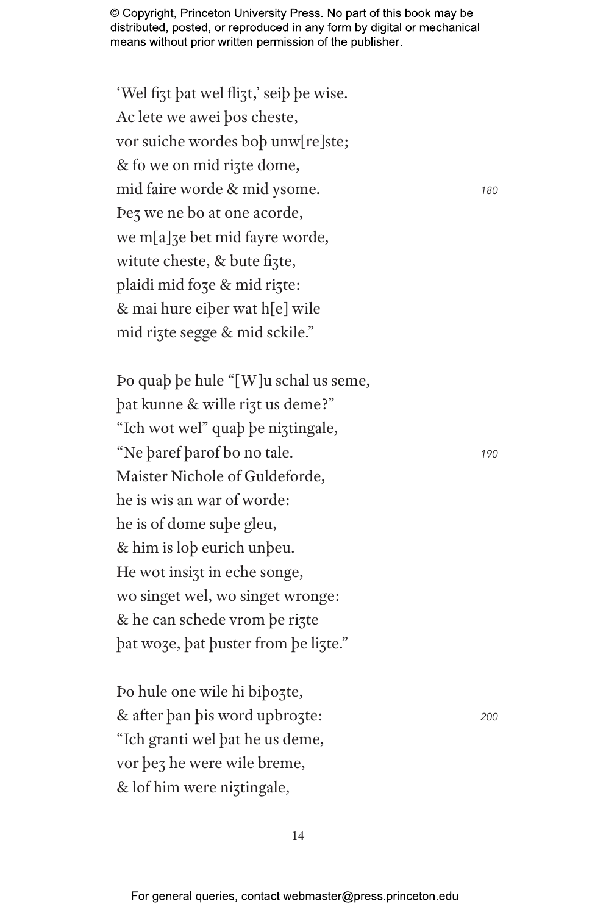'Wel fiȝt þat wel fliȝt,' seiþ þe wise.  
Ac lete we awei þos cheste,  
vor suiche wordes boþ unw[re]ste;  
& fo we on mid riȝte dome,  
mid faire worde & mid ysome. 180  
Þeȝ we ne bo at one acorde,  
we m[a]ȝe bet mid fayre worde,  
witute cheste, & bute fiȝte,  
plaidi mid foȝe & mid riȝte:  
& mai hure eiþer wat h[e] wile  
mid riȝte segge & mid sckile."

Þo quaþ þe hule "[W]u schal us seme,  
þat kunne & wille riȝt us deme?"  
"Ich wot wel" quaþ þe niȝtingale,  
"Ne þaref þarof bo no tale. 190  
Maister Nichole of Guldeforde,  
he is wis an war of worde:  
he is of dome suþe gleu,  
& him is loþ eurich unþeu.  
He wot insiȝt in eche songe,  
wo singet wel, wo singet wronge:  
& he can schede vrom þe riȝte  
þat woȝe, þat þuster from þe liȝte."

Þo hule one wile hi biþoȝte,  
& after þan þis word upbroȝte: 200  
"Ich granti wel þat he us deme,  
vor þeȝ he were wile breme,  
& lof him were niȝtingale,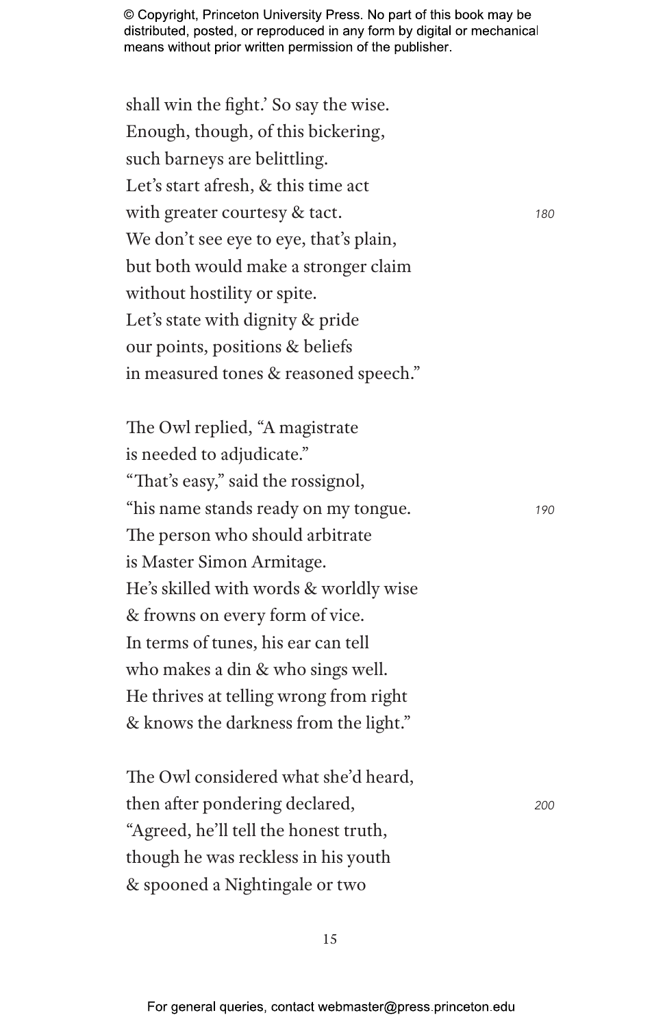shall win the fight.' So say the wise.  
Enough, though, of this bickering,  
such barneys are belittling.  
Let's start afresh, & this time act  
with greater courtesy & tact. *180*  
We don't see eye to eye, that's plain,  
but both would make a stronger claim  
without hostility or spite.  
Let's state with dignity & pride  
our points, positions & beliefs  
in measured tones & reasoned speech."

The Owl replied, "A magistrate  
is needed to adjudicate."  
"That's easy," said the rossignol,  
"his name stands ready on my tongue. *190*  
The person who should arbitrate  
is Master Simon Armitage.  
He's skilled with words & worldly wise  
& frowns on every form of vice.  
In terms of tunes, his ear can tell  
who makes a din & who sings well.  
He thrives at telling wrong from right  
& knows the darkness from the light."

The Owl considered what she'd heard,  
then after pondering declared, *200*  
"Agreed, he'll tell the honest truth,  
though he was reckless in his youth  
& spooned a Nightingale or two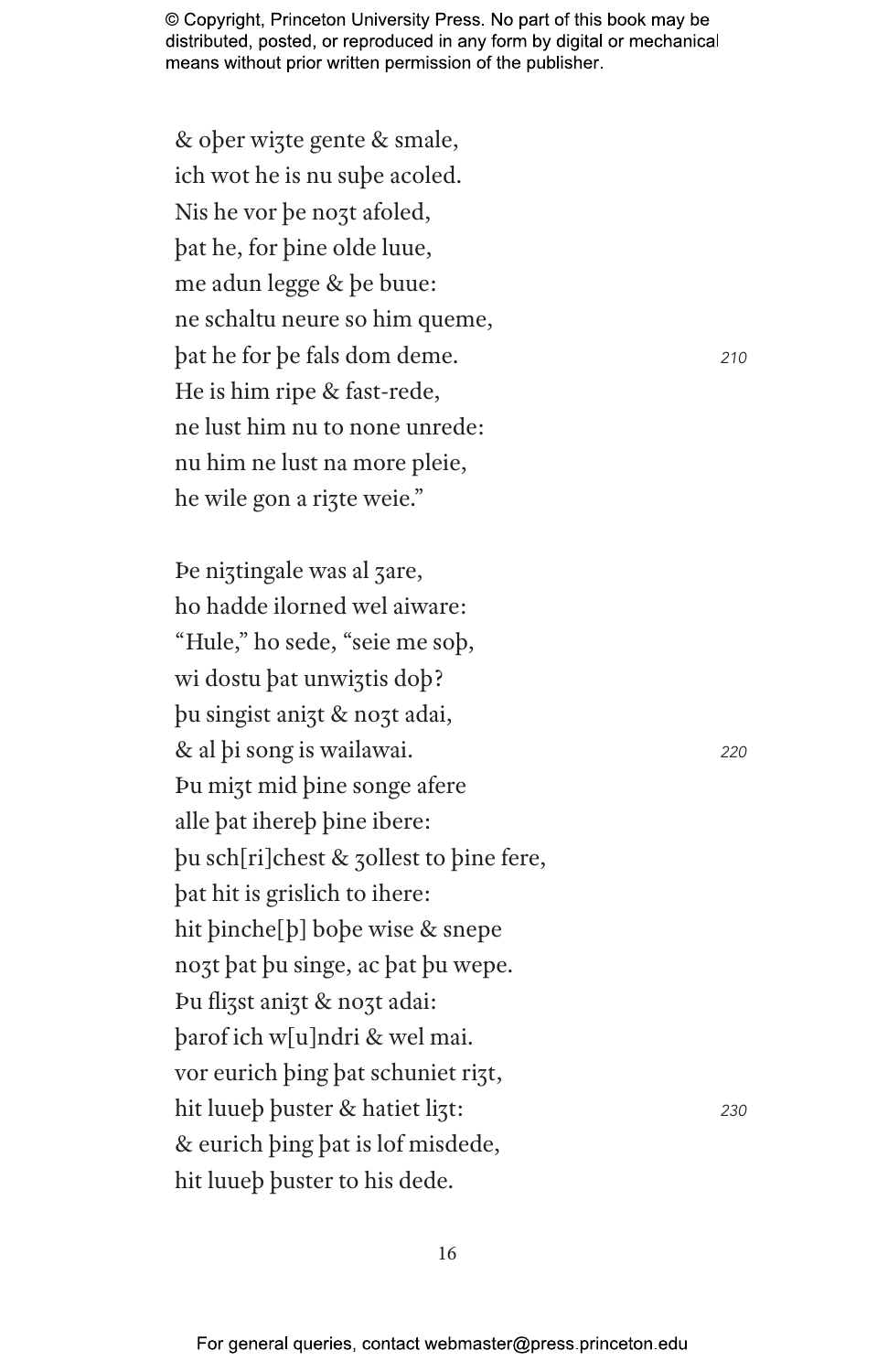& oþer wiȝte gente & smale,  
ich wot he is nu suþe acoled.  
Nis he vor þe noȝt afoled,  
þat he, for þine olde luue,  
me adun legge & þe buue:  
ne schaltu neure so him queme,  
þat he for þe fals dom deme. 210  
He is him ripe & fast-rede,  
ne lust him nu to none unrede:  
nu him ne lust na more pleie,  
he wile gon a riȝte weie."

Þe niȝtingale was al ȝare,  
ho hadde ilorned wel aiware:  
"Hule," ho sede, "seie me soþ,  
wi dostu þat unwiȝtis doþ?  
þu singist aniȝt & noȝt adai,  
& al þi song is wailawai. 220  
Þu miȝt mid þine songe afere  
alle þat ihereþ þine ibere:  
þu sch[ri]chest & ȝollest to þine fere,  
þat hit is grislich to ihere:  
hit þinche[þ] boþe wise & snepe  
noȝt þat þu singe, ac þat þu wepe.  
Þu fliȝst aniȝt & noȝt adai:  
þarof ich w[u]ndri & wel mai.  
vor eurich þing þat schuniet riȝt,  
hit luueþ þuster & hatiet liȝt: 230  
& eurich þing þat is lof misdede,  
hit luueþ þuster to his dede.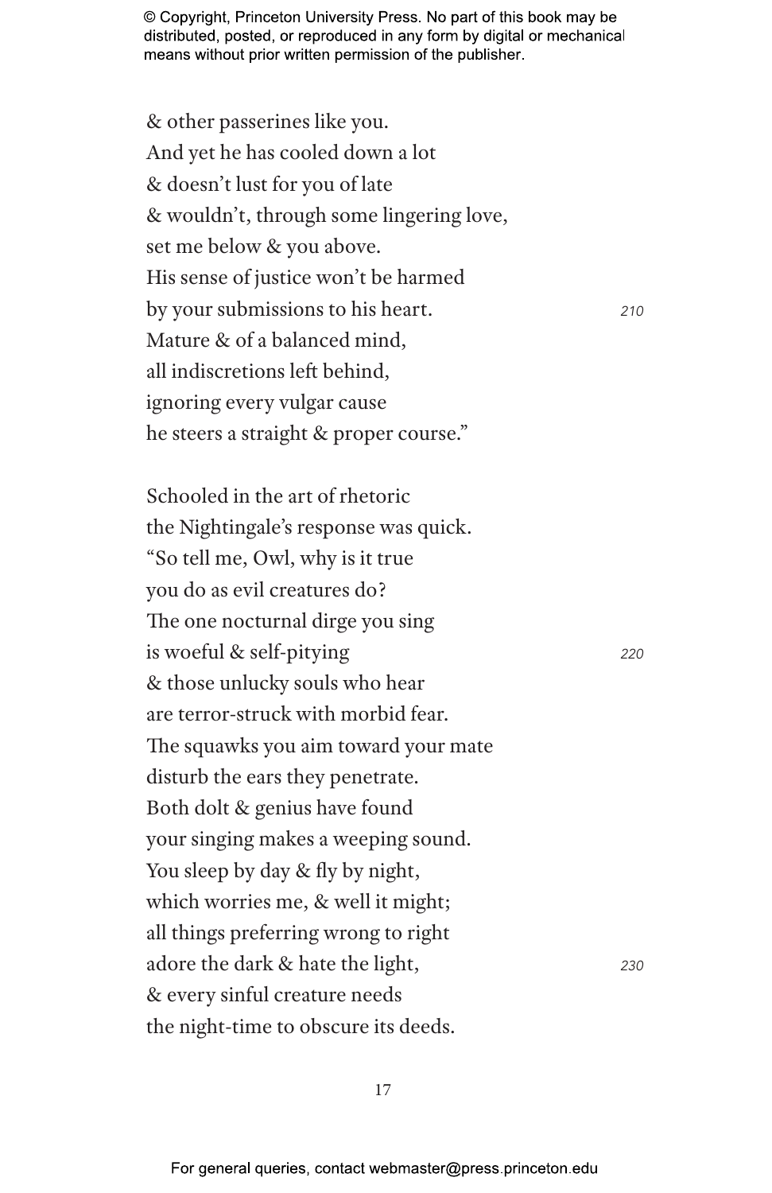& other passerines like you.
And yet he has cooled down a lot
& doesn't lust for you of late
& wouldn't, through some lingering love,
set me below & you above.
His sense of justice won't be harmed
by your submissions to his heart. 210
Mature & of a balanced mind,
all indiscretions left behind,
ignoring every vulgar cause
he steers a straight & proper course."

Schooled in the art of rhetoric
the Nightingale's response was quick.
"So tell me, Owl, why is it true
you do as evil creatures do?
The one nocturnal dirge you sing
is woeful & self-pitying 220
& those unlucky souls who hear
are terror-struck with morbid fear.
The squawks you aim toward your mate
disturb the ears they penetrate.
Both dolt & genius have found
your singing makes a weeping sound.
You sleep by day & fly by night,
which worries me, & well it might;
all things preferring wrong to right
adore the dark & hate the light, 230
& every sinful creature needs
the night-time to obscure its deeds.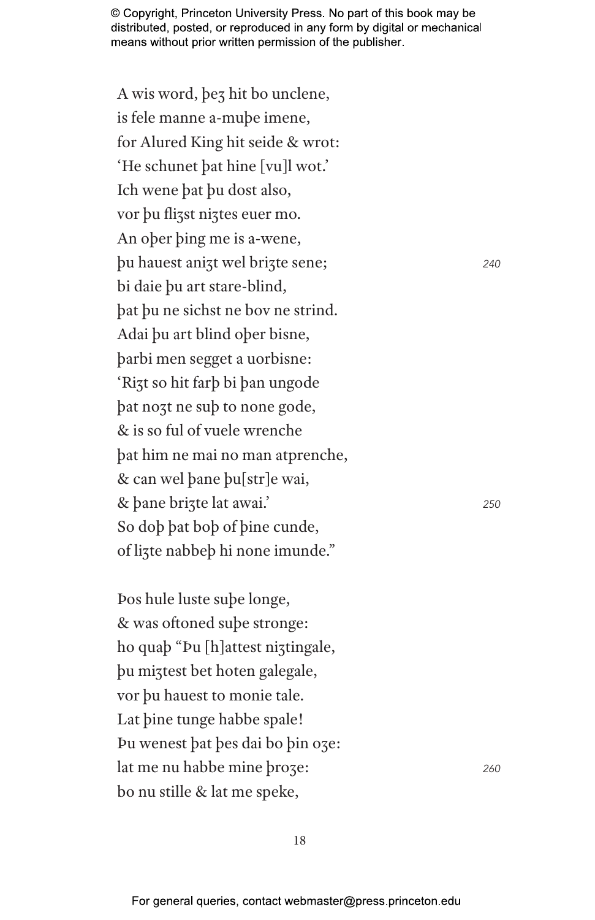A wis word, þeȝ hit bo unclene,
is fele manne a-muþe imene,
for Alured King hit seide & wrot:
'He schunet þat hine [vu]l wot.'
Ich wene þat þu dost also,
vor þu fliȝst niȝtes euer mo.
An oþer þing me is a-wene,
þu hauest aniȝt wel briȝte sene; 240
bi daie þu art stare-blind,
þat þu ne sichst ne bov ne strind.
Adai þu art blind oþer bisne,
þarbi men segget a uorbisne:
'Riȝt so hit farþ bi þan ungode
þat noȝt ne suþ to none gode,
& is so ful of vuele wrenche
þat him ne mai no man atprenche,
& can wel þane þu[str]e wai,
& þane briȝte lat awai.' 250
So doþ þat boþ of þine cunde,
of liȝte nabbeþ hi none imunde."

Þos hule luste suþe longe,
& was oftoned suþe stronge:
ho quaþ "Þu [h]attest niȝtingale,
þu miȝtest bet hoten galegale,
vor þu hauest to monie tale.
Lat þine tunge habbe spale!
Þu wenest þat þes dai bo þin oȝe:
lat me nu habbe mine þroȝe: 260
bo nu stille & lat me speke,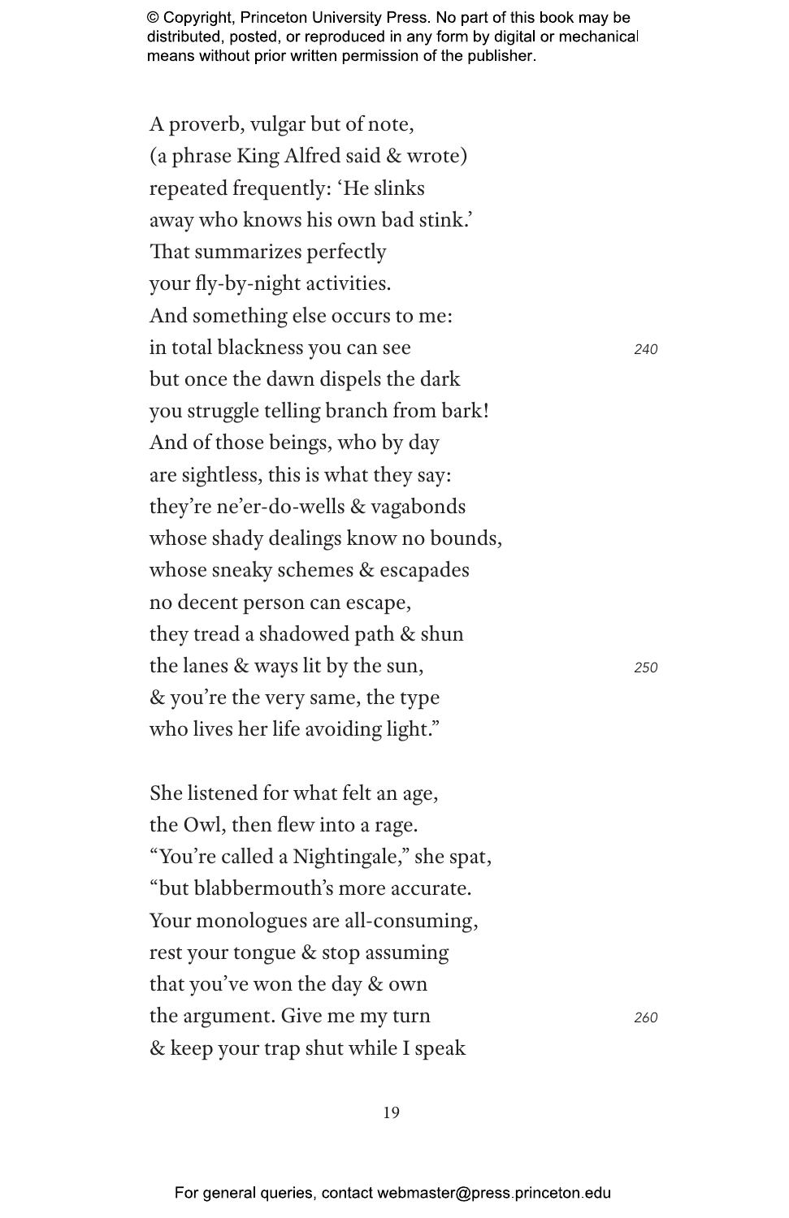A proverb, vulgar but of note,  
(a phrase King Alfred said & wrote)  
repeated frequently: 'He slinks  
away who knows his own bad stink.'  
That summarizes perfectly  
your fly-by-night activities.  
And something else occurs to me:  
in total blackness you can see *240*  
but once the dawn dispels the dark  
you struggle telling branch from bark!  
And of those beings, who by day  
are sightless, this is what they say:  
they're ne'er-do-wells & vagabonds  
whose shady dealings know no bounds,  
whose sneaky schemes & escapades  
no decent person can escape,  
they tread a shadowed path & shun  
the lanes & ways lit by the sun, *250*  
& you're the very same, the type  
who lives her life avoiding light."

She listened for what felt an age,  
the Owl, then flew into a rage.  
"You're called a Nightingale," she spat,  
"but blabbermouth's more accurate.  
Your monologues are all-consuming,  
rest your tongue & stop assuming  
that you've won the day & own  
the argument. Give me my turn *260*  
& keep your trap shut while I speak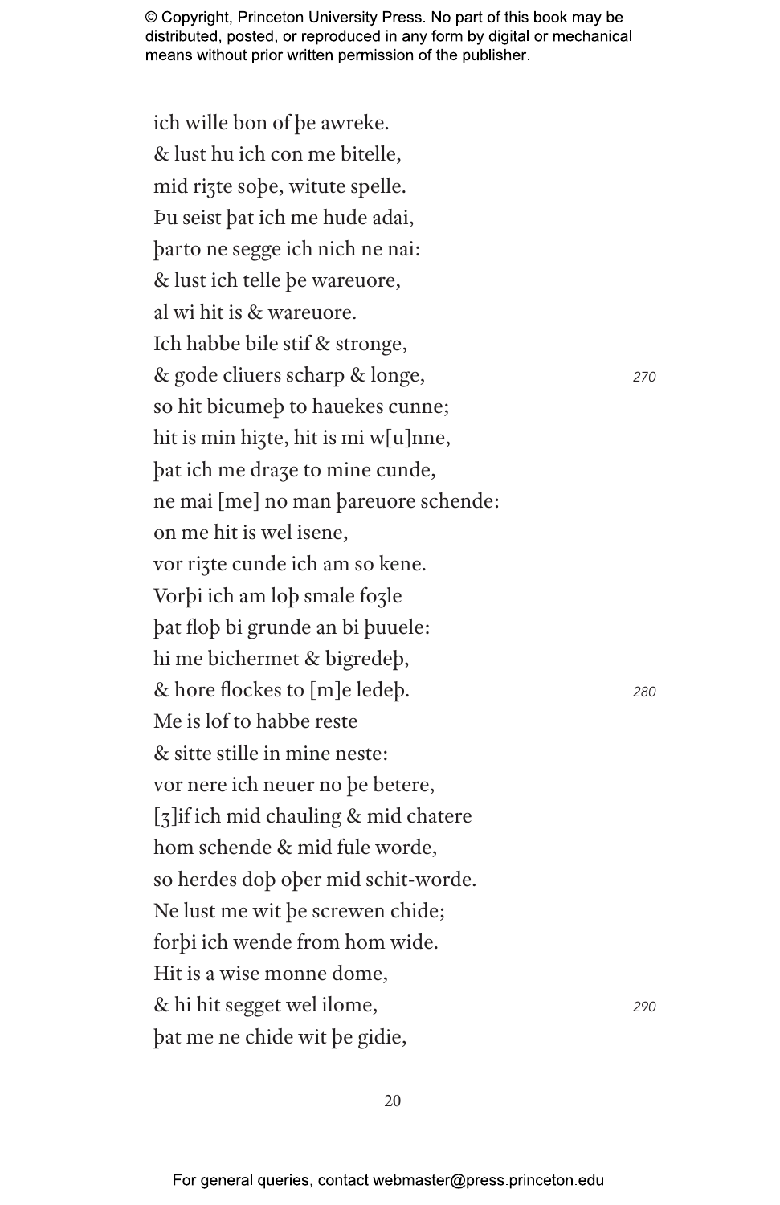ich wille bon of þe awreke.
& lust hu ich con me bitelle,
mid riȝte soþe, witute spelle.
Þu seist þat ich me hude adai,
þarto ne segge ich nich ne nai:
& lust ich telle þe wareuore,
al wi hit is & wareuore.
Ich habbe bile stif & stronge,
& gode cliuers scharp & longe, 270
so hit bicumeþ to hauekes cunne;
hit is min hiȝte, hit is mi w[u]nne,
þat ich me draȝe to mine cunde,
ne mai [me] no man þareuore schende:
on me hit is wel isene,
vor riȝte cunde ich am so kene.
Vorþi ich am loþ smale foȝle
þat floþ bi grunde an bi þuuele:
hi me bichermet & bigredeþ,
& hore flockes to [m]e ledeþ. 280
Me is lof to habbe reste
& sitte stille in mine neste:
vor nere ich neuer no þe betere,
[ȝ]if ich mid chauling & mid chatere
hom schende & mid fule worde,
so herdes doþ oþer mid schit-worde.
Ne lust me wit þe screwen chide;
forþi ich wende from hom wide.
Hit is a wise monne dome,
& hi hit segget wel ilome, 290
þat me ne chide wit þe gidie,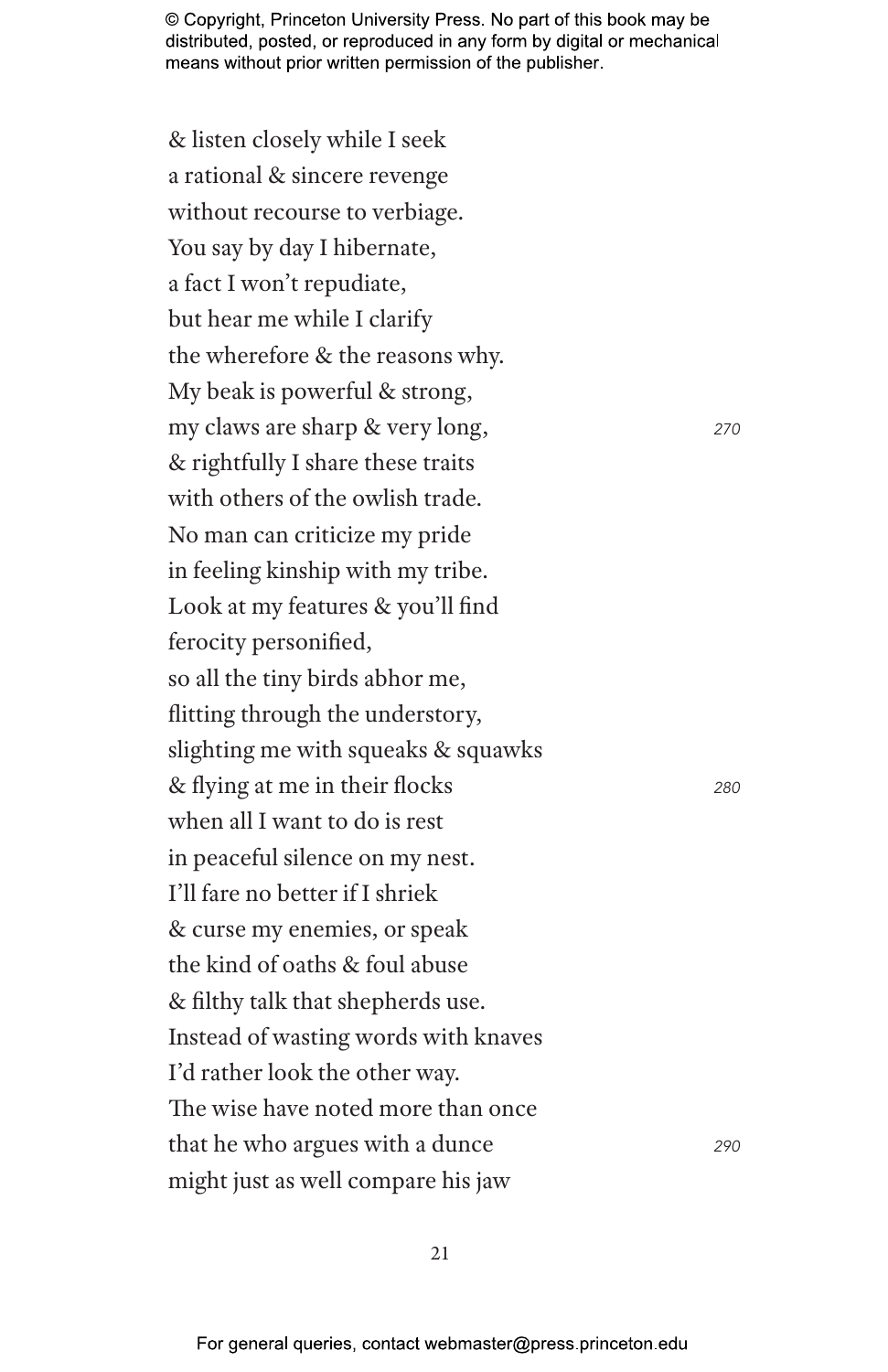& listen closely while I seek
a rational & sincere revenge
without recourse to verbiage.
You say by day I hibernate,
a fact I won't repudiate,
but hear me while I clarify
the wherefore & the reasons why.
My beak is powerful & strong,
my claws are sharp & very long, *270*
& rightfully I share these traits
with others of the owlish trade.
No man can criticize my pride
in feeling kinship with my tribe.
Look at my features & you'll find
ferocity personified,
so all the tiny birds abhor me,
flitting through the understory,
slighting me with squeaks & squawks
& flying at me in their flocks *280*
when all I want to do is rest
in peaceful silence on my nest.
I'll fare no better if I shriek
& curse my enemies, or speak
the kind of oaths & foul abuse
& filthy talk that shepherds use.
Instead of wasting words with knaves
I'd rather look the other way.
The wise have noted more than once
that he who argues with a dunce *290*
might just as well compare his jaw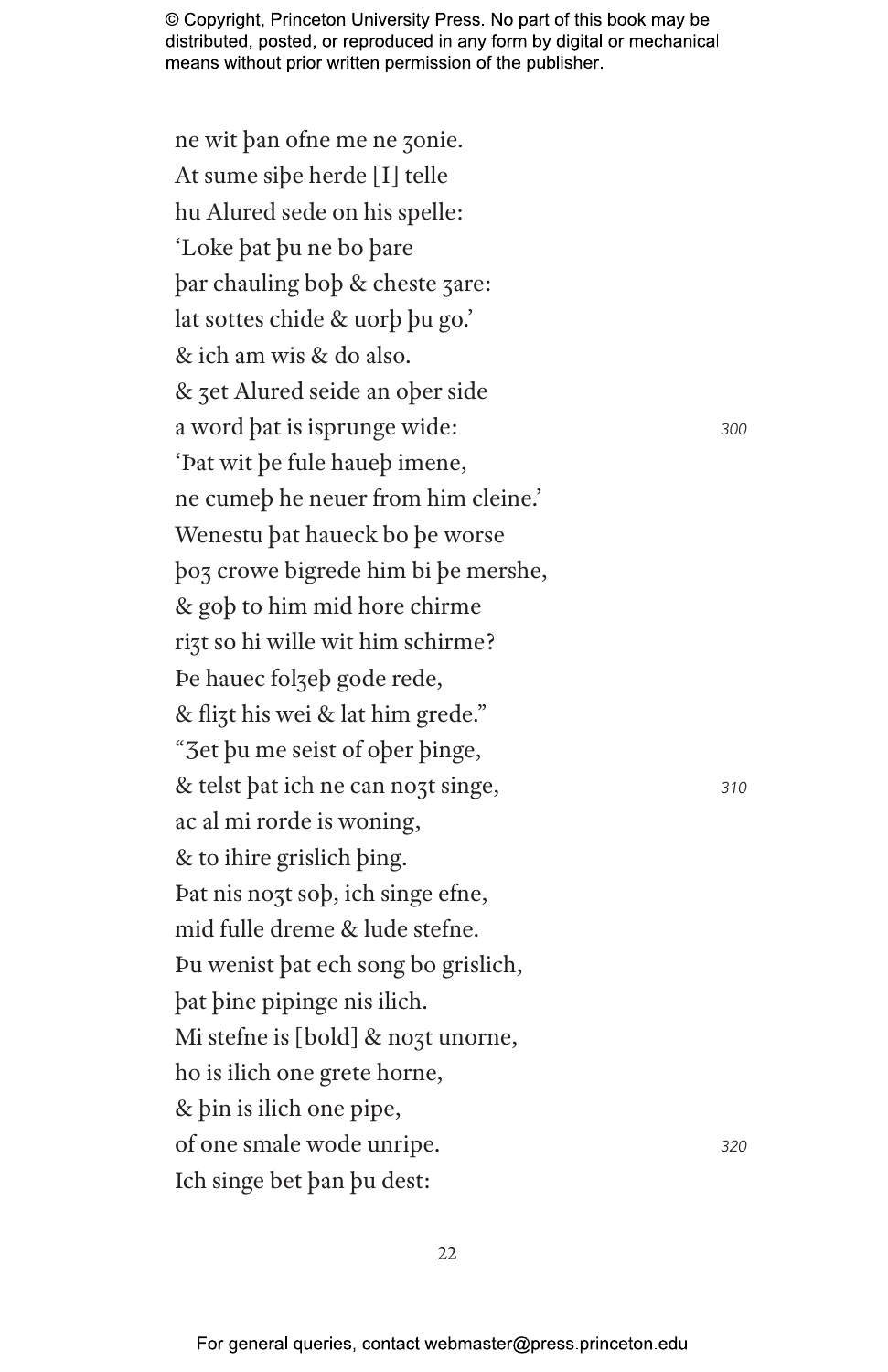ne wit þan ofne me ne ȝonie.
At sume siþe herde [I] telle
hu Alured sede on his spelle:
'Loke þat þu ne bo þare
þar chauling boþ & cheste ȝare:
lat sottes chide & uorþ þu go.'
& ich am wis & do also.
& ȝet Alured seide an oþer side
a word þat is isprunge wide: 300
'Þat wit þe fule haueþ imene,
ne cumeþ he neuer from him cleine.'
Wenestu þat haueck bo þe worse
þoȝ crowe bigrede him bi þe mershe,
& goþ to him mid hore chirme
riȝt so hi wille wit him schirme?
Þe hauec folȝeþ gode rede,
& fliȝt his wei & lat him grede."
"Ȝet þu me seist of oþer þinge,
& telst þat ich ne can noȝt singe, 310
ac al mi rorde is woning,
& to ihire grislich þing.
Þat nis noȝt soþ, ich singe efne,
mid fulle dreme & lude stefne.
Þu wenist þat ech song bo grislich,
þat þine pipinge nis ilich.
Mi stefne is [bold] & noȝt unorne,
ho is ilich one grete horne,
& þin is ilich one pipe,
of one smale wode unripe. 320
Ich singe bet þan þu dest: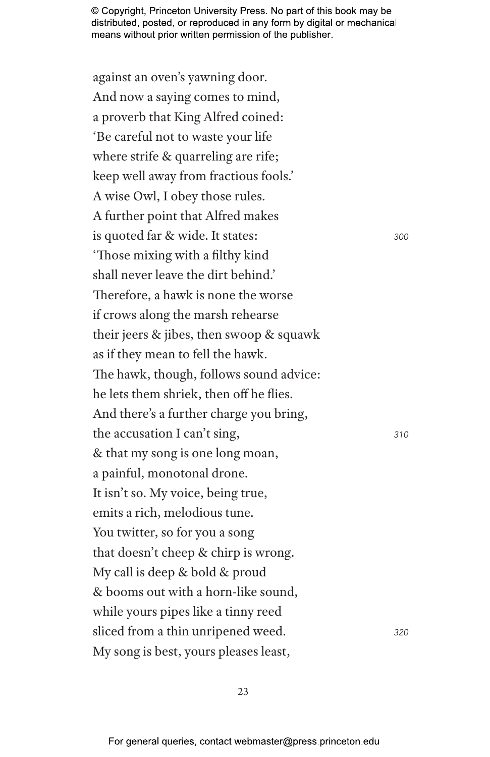against an oven's yawning door.  
And now a saying comes to mind,  
a proverb that King Alfred coined:  
'Be careful not to waste your life  
where strife & quarreling are rife;  
keep well away from fractious fools.'  
A wise Owl, I obey those rules.  
A further point that Alfred makes  
is quoted far & wide. It states: *300*  
'Those mixing with a filthy kind  
shall never leave the dirt behind.'  
Therefore, a hawk is none the worse  
if crows along the marsh rehearse  
their jeers & jibes, then swoop & squawk  
as if they mean to fell the hawk.  
The hawk, though, follows sound advice:  
he lets them shriek, then off he flies.  
And there's a further charge you bring,  
the accusation I can't sing, *310*  
& that my song is one long moan,  
a painful, monotonal drone.  
It isn't so. My voice, being true,  
emits a rich, melodious tune.  
You twitter, so for you a song  
that doesn't cheep & chirp is wrong.  
My call is deep & bold & proud  
& booms out with a horn-like sound,  
while yours pipes like a tinny reed  
sliced from a thin unripened weed. *320*  
My song is best, yours pleases least,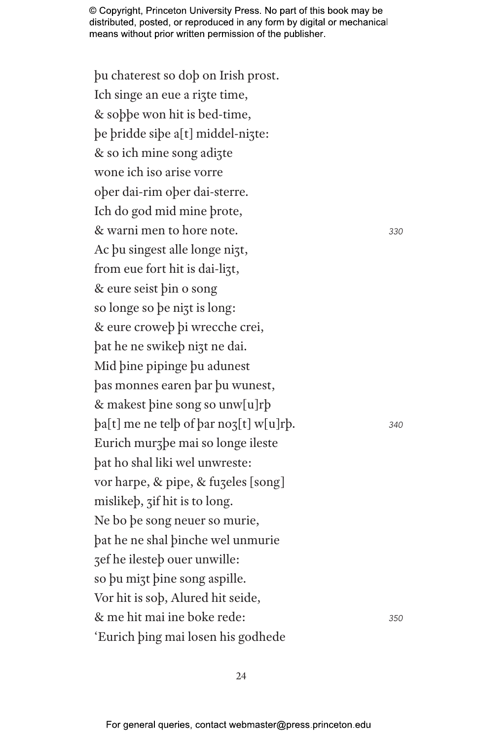þu chaterest so doþ on Irish prost.  
Ich singe an eue a riȝte time,  
& soþþe won hit is bed-time,  
þe þridde siþe a[t] middel-niȝte:  
& so ich mine song adiȝte  
wone ich iso arise vorre  
oþer dai-rim oþer dai-sterre.  
Ich do god mid mine þrote,  
& warni men to hore note. *330*  
Ac þu singest alle longe niȝt,  
from eue fort hit is dai-liȝt,  
& eure seist þin o song  
so longe so þe niȝt is long:  
& eure croweþ þi wrecche crei,  
þat he ne swikeþ niȝt ne dai.  
Mid þine pipinge þu adunest  
þas monnes earen þar þu wunest,  
& makest þine song so unw[u]rþ  
þa[t] me ne telþ of þar noȝ[t] w[u]rþ. *340*  
Eurich murȝþe mai so longe ileste  
þat ho shal liki wel unwreste:  
vor harpe, & pipe, & fuȝeles [song]  
mislikeþ, ȝif hit is to long.  
Ne bo þe song neuer so murie,  
þat he ne shal þinche wel unmurie  
ȝef he ilesteþ ouer unwille:  
so þu miȝt þine song aspille.  
Vor hit is soþ, Alured hit seide,  
& me hit mai ine boke rede: *350*  
'Eurich þing mai losen his godhede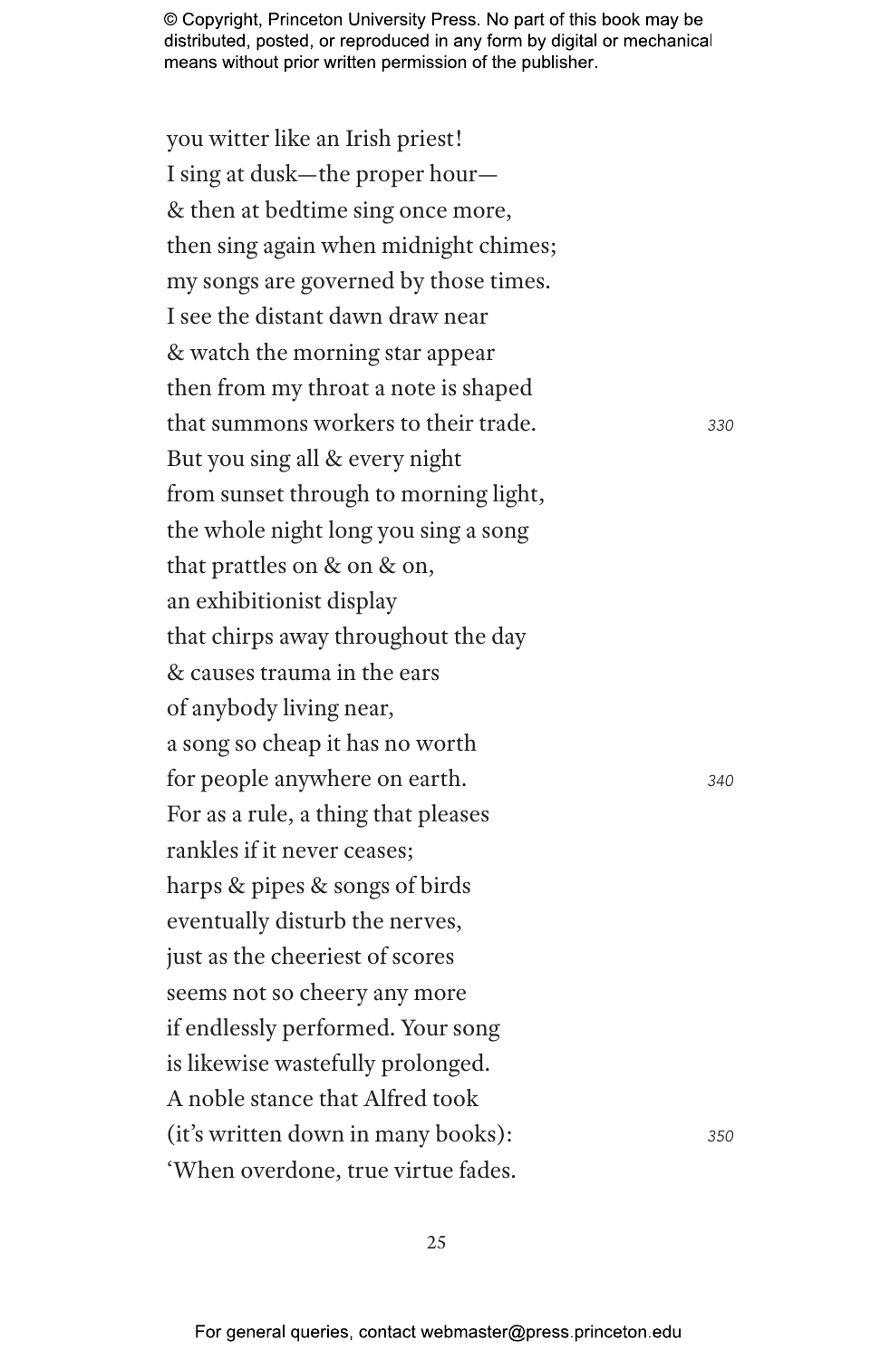you witter like an Irish priest!
I sing at dusk—the proper hour—
& then at bedtime sing once more,
then sing again when midnight chimes;
my songs are governed by those times.
I see the distant dawn draw near
& watch the morning star appear
then from my throat a note is shaped
that summons workers to their trade. *330*
But you sing all & every night
from sunset through to morning light,
the whole night long you sing a song
that prattles on & on & on,
an exhibitionist display
that chirps away throughout the day
& causes trauma in the ears
of anybody living near,
a song so cheap it has no worth
for people anywhere on earth. *340*
For as a rule, a thing that pleases
rankles if it never ceases;
harps & pipes & songs of birds
eventually disturb the nerves,
just as the cheeriest of scores
seems not so cheery any more
if endlessly performed. Your song
is likewise wastefully prolonged.
A noble stance that Alfred took
(it's written down in many books): *350*
'When overdone, true virtue fades.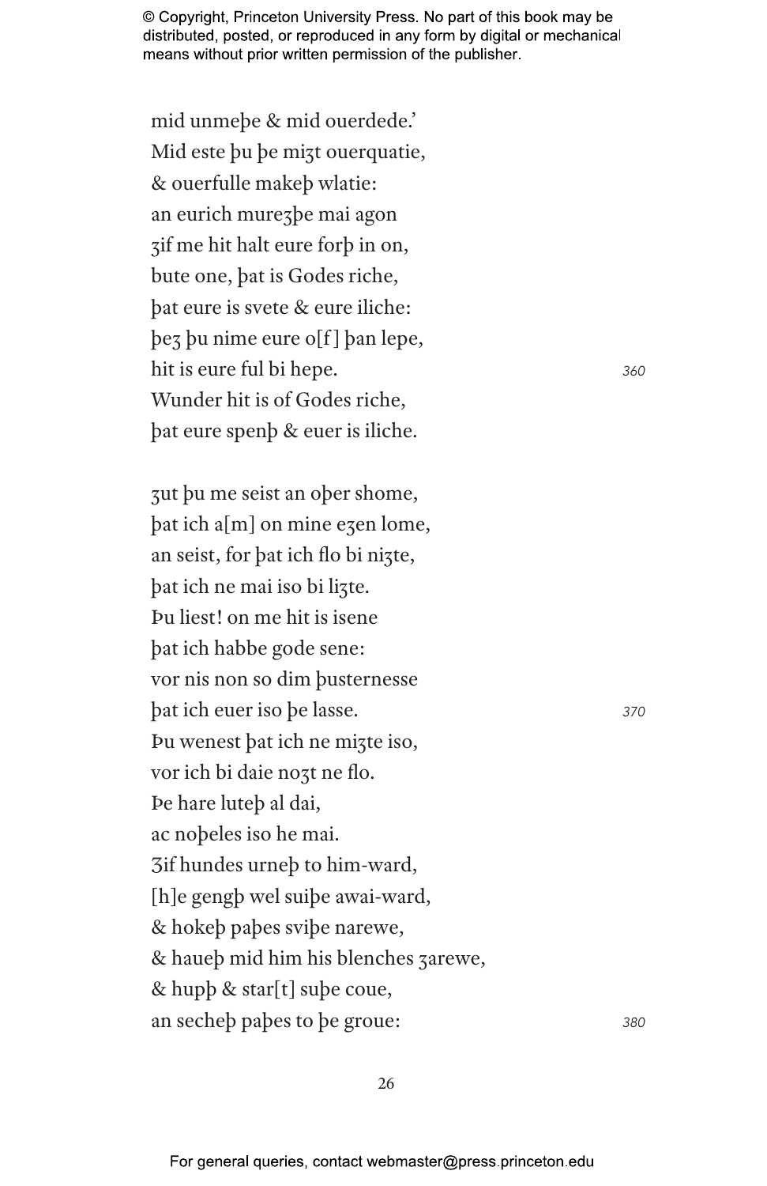mid unmeþe & mid ouerdede.’
Mid este þu þe miȝt ouerquatie,
& ouerfulle makeþ wlatie:
an eurich mureȝþe mai agon
ȝif me hit halt eure forþ in on,
bute one, þat is Godes riche,
þat eure is svete & eure iliche:
þeȝ þu nime eure o[f] þan lepe,
hit is eure ful bi hepe. 360
Wunder hit is of Godes riche,
þat eure spenþ & euer is iliche.

ȝut þu me seist an oþer shome,
þat ich a[m] on mine eȝen lome,
an seist, for þat ich flo bi niȝte,
þat ich ne mai iso bi liȝte.
Þu liest! on me hit is isene
þat ich habbe gode sene:
vor nis non so dim þusternesse
þat ich euer iso þe lasse. 370
Þu wenest þat ich ne miȝte iso,
vor ich bi daie noȝt ne flo.
Þe hare luteþ al dai,
ac noþeles iso he mai.
Ȝif hundes urneþ to him-ward,
[h]e gengþ wel suiþe awai-ward,
& hokeþ paþes sviþe narewe,
& haueþ mid him his blenches ȝarewe,
& hupþ & star[t] suþe coue,
an secheþ paþes to þe groue: 380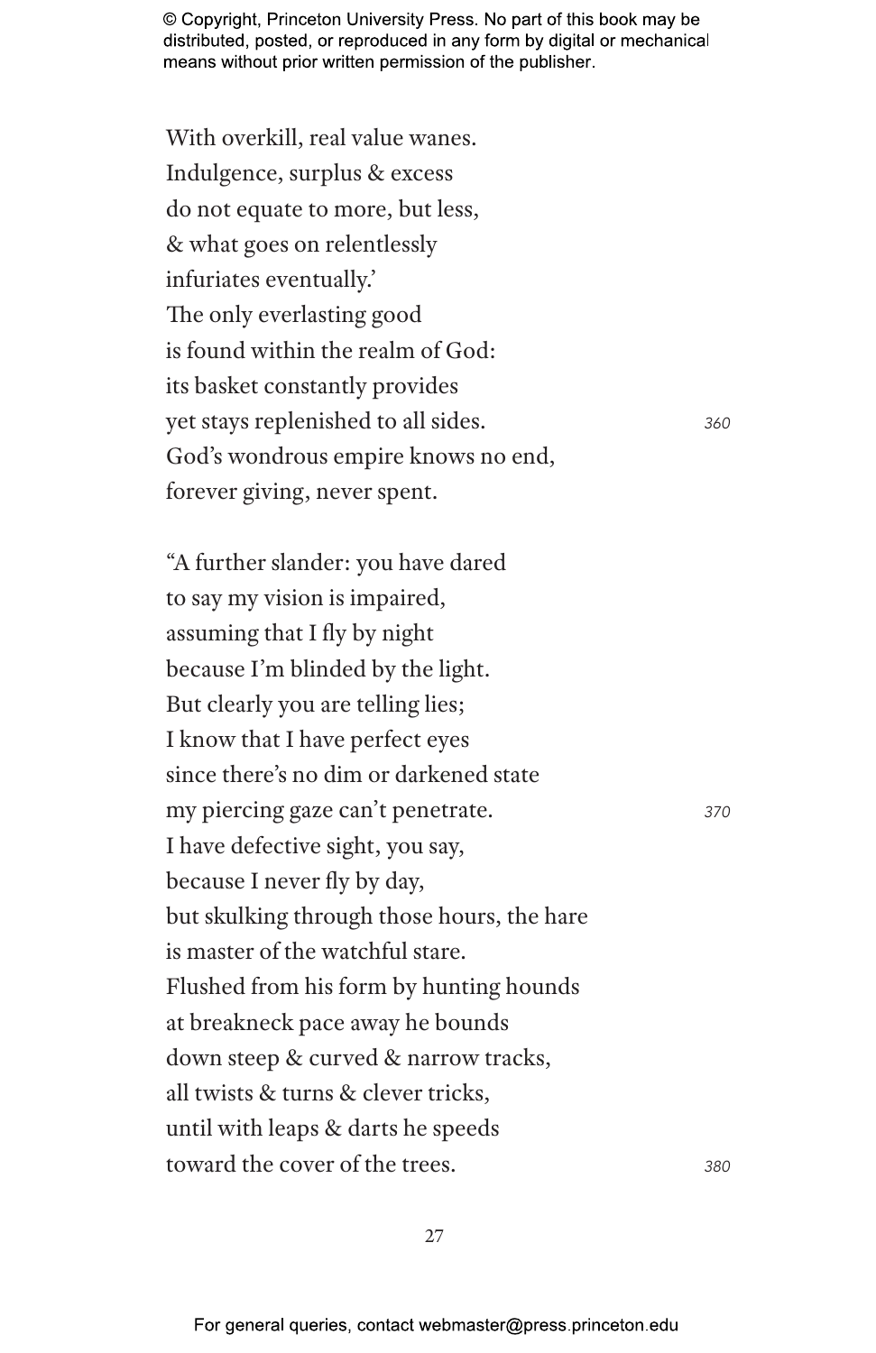With overkill, real value wanes.
Indulgence, surplus & excess
do not equate to more, but less,
& what goes on relentlessly
infuriates eventually.'
The only everlasting good
is found within the realm of God:
its basket constantly provides
yet stays replenished to all sides. *360*
God's wondrous empire knows no end,
forever giving, never spent.

"A further slander: you have dared
to say my vision is impaired,
assuming that I fly by night
because I'm blinded by the light.
But clearly you are telling lies;
I know that I have perfect eyes
since there's no dim or darkened state
my piercing gaze can't penetrate. *370*
I have defective sight, you say,
because I never fly by day,
but skulking through those hours, the hare
is master of the watchful stare.
Flushed from his form by hunting hounds
at breakneck pace away he bounds
down steep & curved & narrow tracks,
all twists & turns & clever tricks,
until with leaps & darts he speeds
toward the cover of the trees. *380*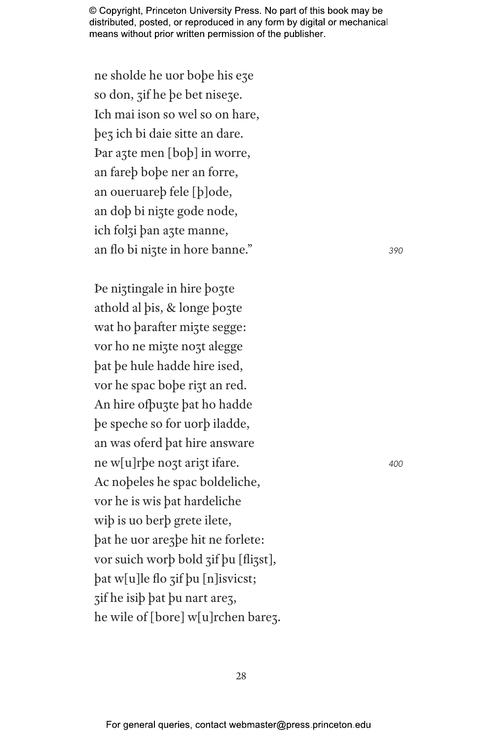ne sholde he uor boþe his eȝe
so don, ȝif he þe bet niseȝe.
Ich mai ison so wel so on hare,
þeȝ ich bi daie sitte an dare.
Þar aȝte men [boþ] in worre,
an fareþ boþe ner an forre,
an oueruareþ fele [þ]ode,
an doþ bi niȝte gode node,
ich folȝi þan aȝte manne,
an flo bi niȝte in hore banne." 390

Þe niȝtingale in hire þoȝte
athold al þis, & longe þoȝte
wat ho þarafter miȝte segge:
vor ho ne miȝte noȝt alegge
þat þe hule hadde hire ised,
vor he spac boþe riȝt an red.
An hire ofþuȝte þat ho hadde
þe speche so for uorþ iladde,
an was oferd þat hire answare
ne w[u]rþe noȝt ariȝt ifare. 400
Ac noþeles he spac boldeliche,
vor he is wis þat hardeliche
wiþ is uo berþ grete ilete,
þat he uor areȝþe hit ne forlete:
vor suich worþ bold ȝif þu [fliȝst],
þat w[u]le flo ȝif þu [n]isvicst;
ȝif he isiþ þat þu nart areȝ,
he wile of [bore] w[u]rchen bareȝ.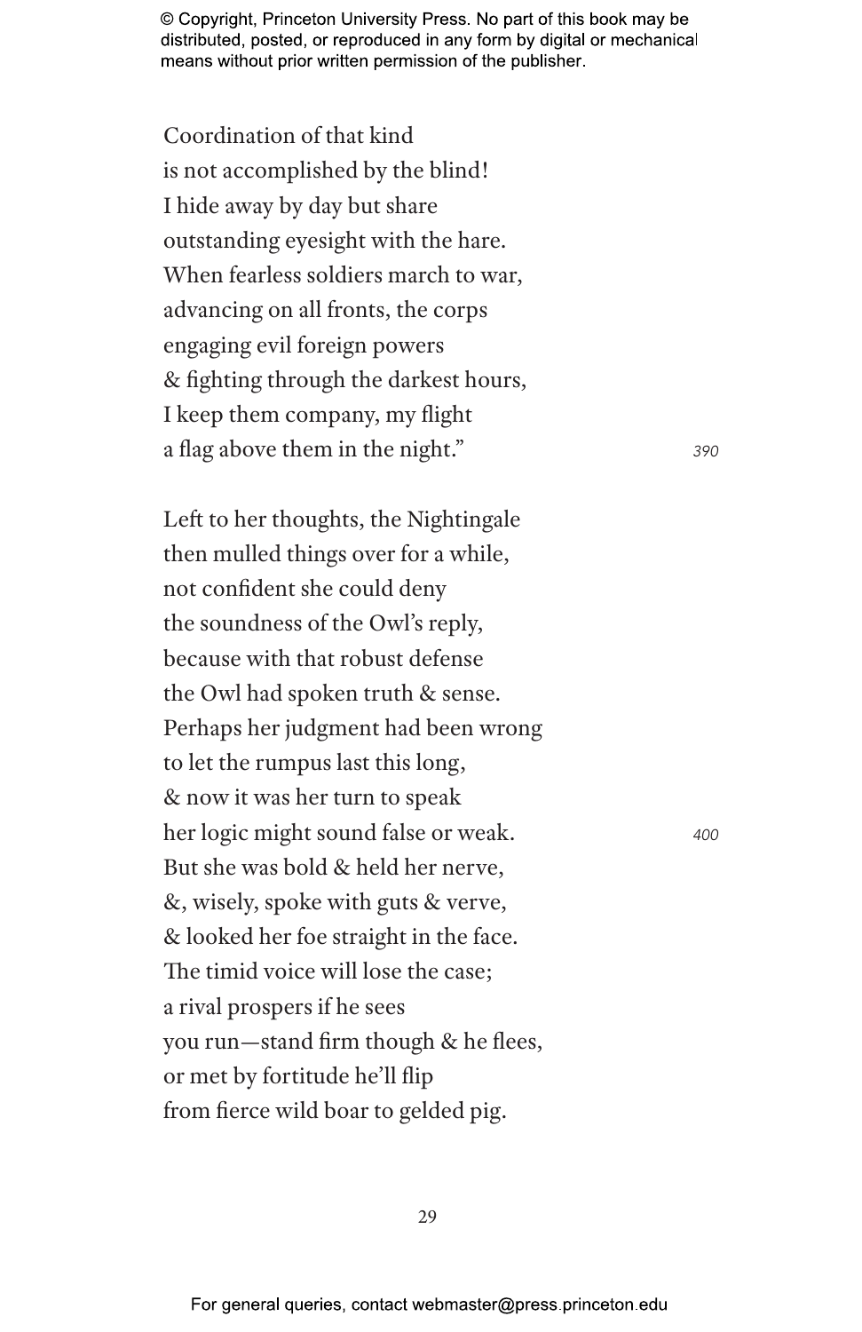Coordination of that kind
is not accomplished by the blind!
I hide away by day but share
outstanding eyesight with the hare.
When fearless soldiers march to war,
advancing on all fronts, the corps
engaging evil foreign powers
& fighting through the darkest hours,
I keep them company, my flight
a flag above them in the night." *390*

Left to her thoughts, the Nightingale
then mulled things over for a while,
not confident she could deny
the soundness of the Owl's reply,
because with that robust defense
the Owl had spoken truth & sense.
Perhaps her judgment had been wrong
to let the rumpus last this long,
& now it was her turn to speak
her logic might sound false or weak. *400*
But she was bold & held her nerve,
&, wisely, spoke with guts & verve,
& looked her foe straight in the face.
The timid voice will lose the case;
a rival prospers if he sees
you run—stand firm though & he flees,
or met by fortitude he'll flip
from fierce wild boar to gelded pig.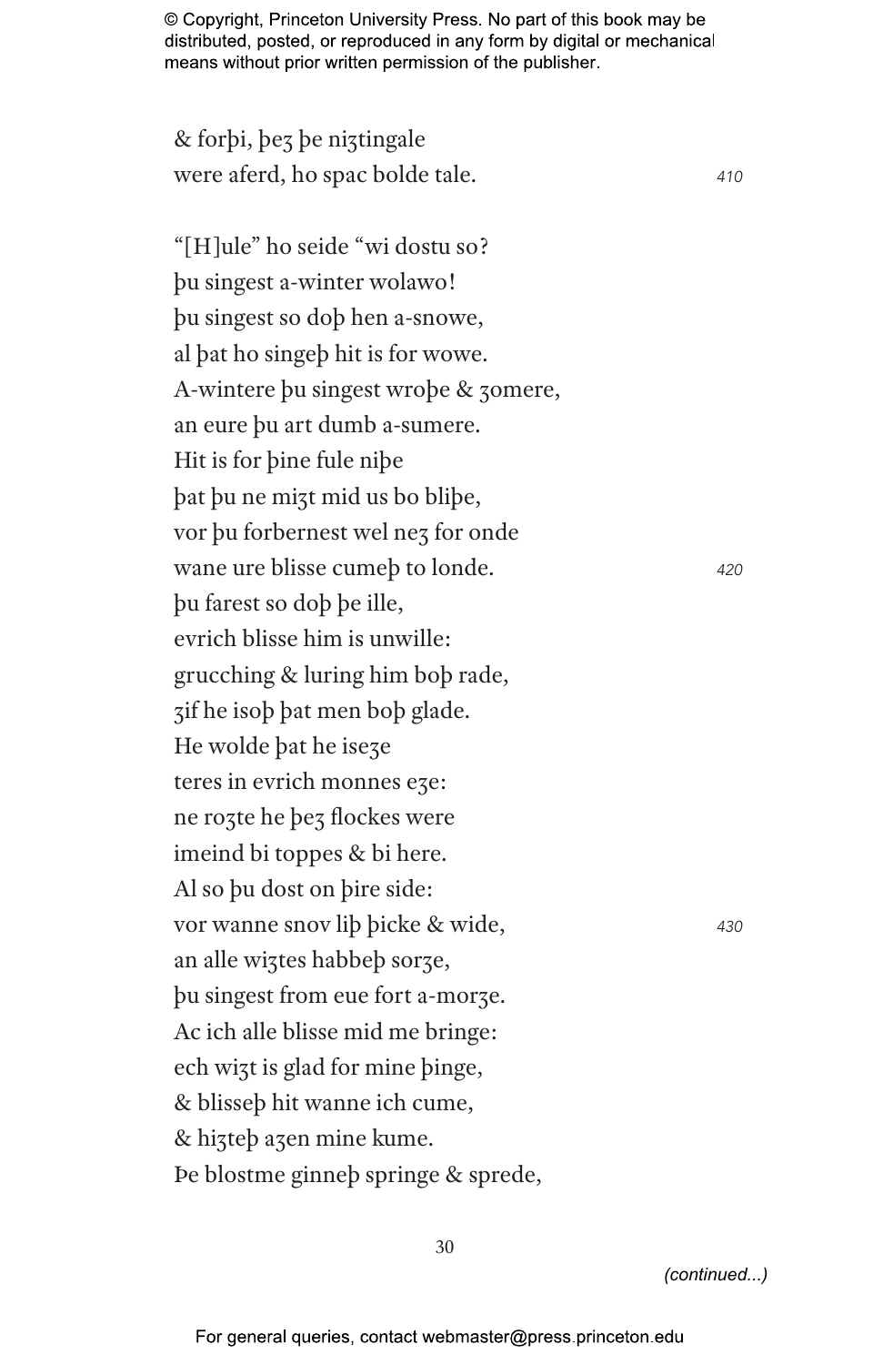& forþi, þeȝ þe niȝtingale  
were aferd, ho spac bolde tale. 410

"[H]ule" ho seide "wi dostu so?  
þu singest a-winter wolawo!  
þu singest so doþ hen a-snowe,  
al þat ho singeþ hit is for wowe.  
A-wintere þu singest wroþe & ȝomere,  
an eure þu art dumb a-sumere.  
Hit is for þine fule niþe  
þat þu ne miȝt mid us bo bliþe,  
vor þu forbernest wel neȝ for onde  
wane ure blisse cumeþ to londe. 420  
þu farest so doþ þe ille,  
evrich blisse him is unwille:  
grucching & luring him boþ rade,  
ȝif he isoþ þat men boþ glade.  
He wolde þat he iseȝe  
teres in evrich monnes eȝe:  
ne roȝte he þeȝ flockes were  
imeind bi toppes & bi here.  
Al so þu dost on þire side:  
vor wanne snov liþ þicke & wide, 430  
an alle wiȝtes habbeþ sorȝe,  
þu singest from eue fort a-morȝe.  
Ac ich alle blisse mid me bringe:  
ech wiȝt is glad for mine þinge,  
& blisseþ hit wanne ich cume,  
& hiȝteþ aȝen mine kume.  
Þe blostme ginneþ springe & sprede,

(continued...)